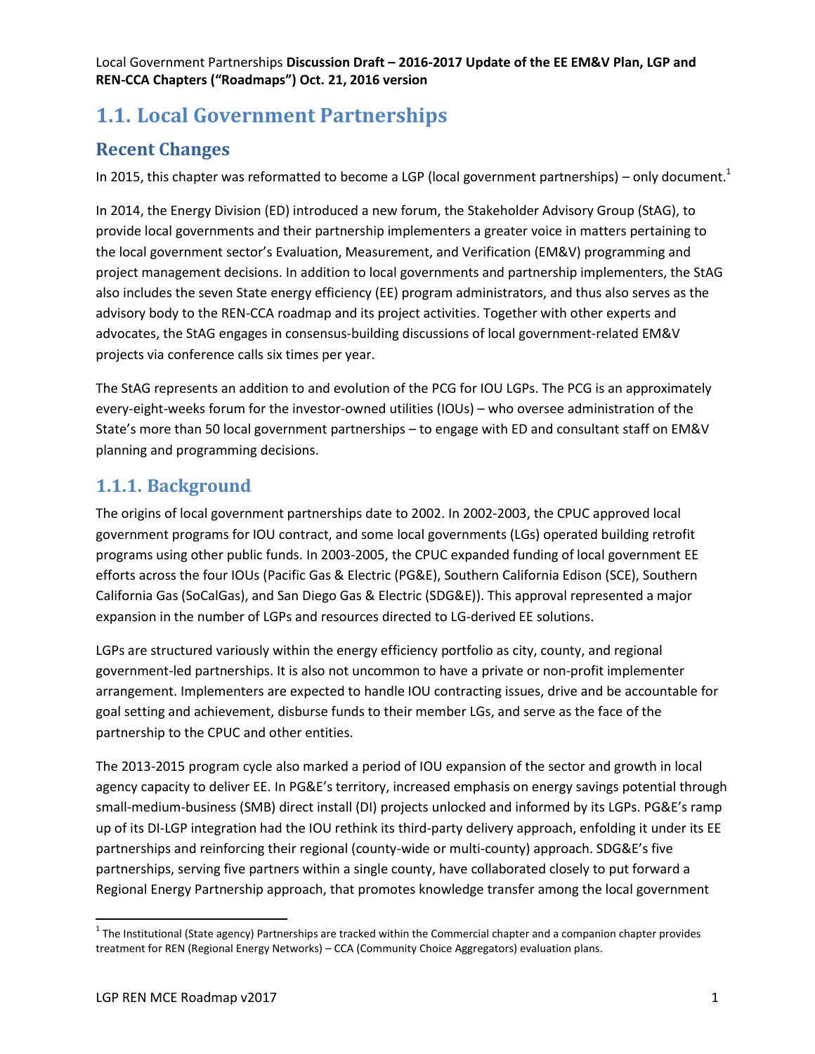# 1.1. Local Government Partnerships

## Recent Changes

In 2015, this chapter was reformatted to become a LGP (local government partnerships) – only document.[1]

In 2014, the Energy Division (ED) introduced a new forum, the Stakeholder Advisory Group (StAG), to provide local governments and their partnership implementers a greater voice in matters pertaining to the local government sector's Evaluation, Measurement, and Verification (EM&V) programming and project management decisions. In addition to local governments and partnership implementers, the StAG also includes the seven State energy efficiency (EE) program administrators, and thus also serves as the advisory body to the REN-CCA roadmap and its project activities. Together with other experts and advocates, the StAG engages in consensus-building discussions of local government-related EM&V projects via conference calls six times per year.

The StAG represents an addition to and evolution of the PCG for IOU LGPs. The PCG is an approximately every-eight-weeks forum for the investor-owned utilities (IOUs) – who oversee administration of the State's more than 50 local government partnerships – to engage with ED and consultant staff on EM&V planning and programming decisions.

## 1.1.1. Background

The origins of local government partnerships date to 2002. In 2002-2003, the CPUC approved local government programs for IOU contract, and some local governments (LGs) operated building retrofit programs using other public funds. In 2003-2005, the CPUC expanded funding of local government EE efforts across the four IOUs (Pacific Gas & Electric (PG&E), Southern California Edison (SCE), Southern California Gas (SoCalGas), and San Diego Gas & Electric (SDG&E)). This approval represented a major expansion in the number of LGPs and resources directed to LG-derived EE solutions.

LGPs are structured variously within the energy efficiency portfolio as city, county, and regional government-led partnerships. It is also not uncommon to have a private or non-profit implementer arrangement. Implementers are expected to handle IOU contracting issues, drive and be accountable for goal setting and achievement, disburse funds to their member LGs, and serve as the face of the partnership to the CPUC and other entities.

The 2013-2015 program cycle also marked a period of IOU expansion of the sector and growth in local agency capacity to deliver EE. In PG&E's territory, increased emphasis on energy savings potential through small-medium-business (SMB) direct install (DI) projects unlocked and informed by its LGPs. PG&E's ramp up of its DI-LGP integration had the IOU rethink its third-party delivery approach, enfolding it under its EE partnerships and reinforcing their regional (county-wide or multi-county) approach. SDG&E's five partnerships, serving five partners within a single county, have collaborated closely to put forward a Regional Energy Partnership approach, that promotes knowledge transfer among the local government

[1] The Institutional (State agency) Partnerships are tracked within the Commercial chapter and a companion chapter provides treatment for REN (Regional Energy Networks) – CCA (Community Choice Aggregators) evaluation plans.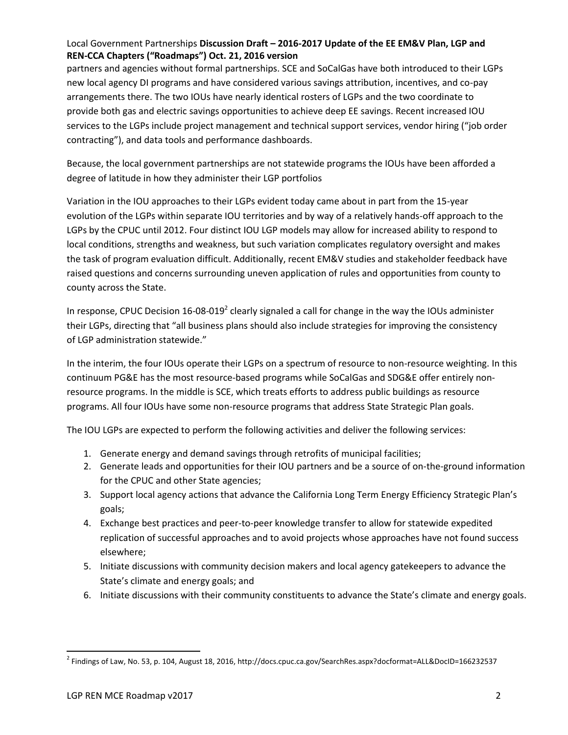partners and agencies without formal partnerships. SCE and SoCalGas have both introduced to their LGPs new local agency DI programs and have considered various savings attribution, incentives, and co-pay arrangements there. The two IOUs have nearly identical rosters of LGPs and the two coordinate to provide both gas and electric savings opportunities to achieve deep EE savings. Recent increased IOU services to the LGPs include project management and technical support services, vendor hiring ("job order contracting"), and data tools and performance dashboards.

Because, the local government partnerships are not statewide programs the IOUs have been afforded a degree of latitude in how they administer their LGP portfolios

Variation in the IOU approaches to their LGPs evident today came about in part from the 15-year evolution of the LGPs within separate IOU territories and by way of a relatively hands-off approach to the LGPs by the CPUC until 2012. Four distinct IOU LGP models may allow for increased ability to respond to local conditions, strengths and weakness, but such variation complicates regulatory oversight and makes the task of program evaluation difficult. Additionally, recent EM&V studies and stakeholder feedback have raised questions and concerns surrounding uneven application of rules and opportunities from county to county across the State.

In response, CPUC Decision 16-08-019[2] clearly signaled a call for change in the way the IOUs administer their LGPs, directing that "all business plans should also include strategies for improving the consistency of LGP administration statewide."

In the interim, the four IOUs operate their LGPs on a spectrum of resource to non-resource weighting. In this continuum PG&E has the most resource-based programs while SoCalGas and SDG&E offer entirely non-resource programs. In the middle is SCE, which treats efforts to address public buildings as resource programs. All four IOUs have some non-resource programs that address State Strategic Plan goals.

The IOU LGPs are expected to perform the following activities and deliver the following services:

1. Generate energy and demand savings through retrofits of municipal facilities;
2. Generate leads and opportunities for their IOU partners and be a source of on-the-ground information for the CPUC and other State agencies;
3. Support local agency actions that advance the California Long Term Energy Efficiency Strategic Plan's goals;
4. Exchange best practices and peer-to-peer knowledge transfer to allow for statewide expedited replication of successful approaches and to avoid projects whose approaches have not found success elsewhere;
5. Initiate discussions with community decision makers and local agency gatekeepers to advance the State's climate and energy goals; and
6. Initiate discussions with their community constituents to advance the State's climate and energy goals.

---

[2] Findings of Law, No. 53, p. 104, August 18, 2016, http://docs.cpuc.ca.gov/SearchRes.aspx?docformat=ALL&DocID=166232537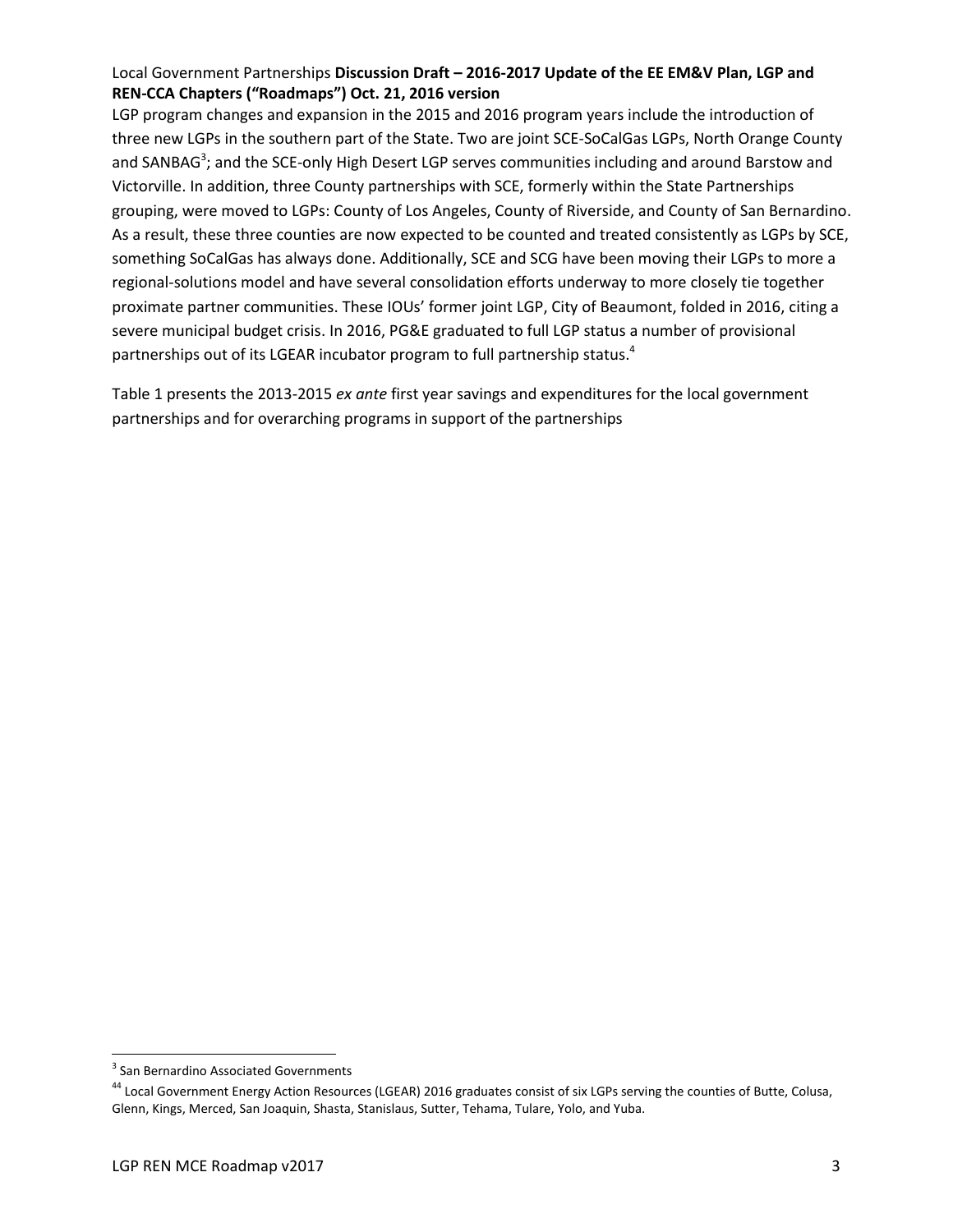LGP program changes and expansion in the 2015 and 2016 program years include the introduction of three new LGPs in the southern part of the State. Two are joint SCE-SoCalGas LGPs, North Orange County and SANBAG[3]; and the SCE-only High Desert LGP serves communities including and around Barstow and Victorville. In addition, three County partnerships with SCE, formerly within the State Partnerships grouping, were moved to LGPs: County of Los Angeles, County of Riverside, and County of San Bernardino. As a result, these three counties are now expected to be counted and treated consistently as LGPs by SCE, something SoCalGas has always done. Additionally, SCE and SCG have been moving their LGPs to more a regional-solutions model and have several consolidation efforts underway to more closely tie together proximate partner communities. These IOUs' former joint LGP, City of Beaumont, folded in 2016, citing a severe municipal budget crisis. In 2016, PG&E graduated to full LGP status a number of provisional partnerships out of its LGEAR incubator program to full partnership status.[4]

Table 1 presents the 2013-2015 *ex ante* first year savings and expenditures for the local government partnerships and for overarching programs in support of the partnerships

---

[3] San Bernardino Associated Governments

[44] Local Government Energy Action Resources (LGEAR) 2016 graduates consist of six LGPs serving the counties of Butte, Colusa, Glenn, Kings, Merced, San Joaquin, Shasta, Stanislaus, Sutter, Tehama, Tulare, Yolo, and Yuba.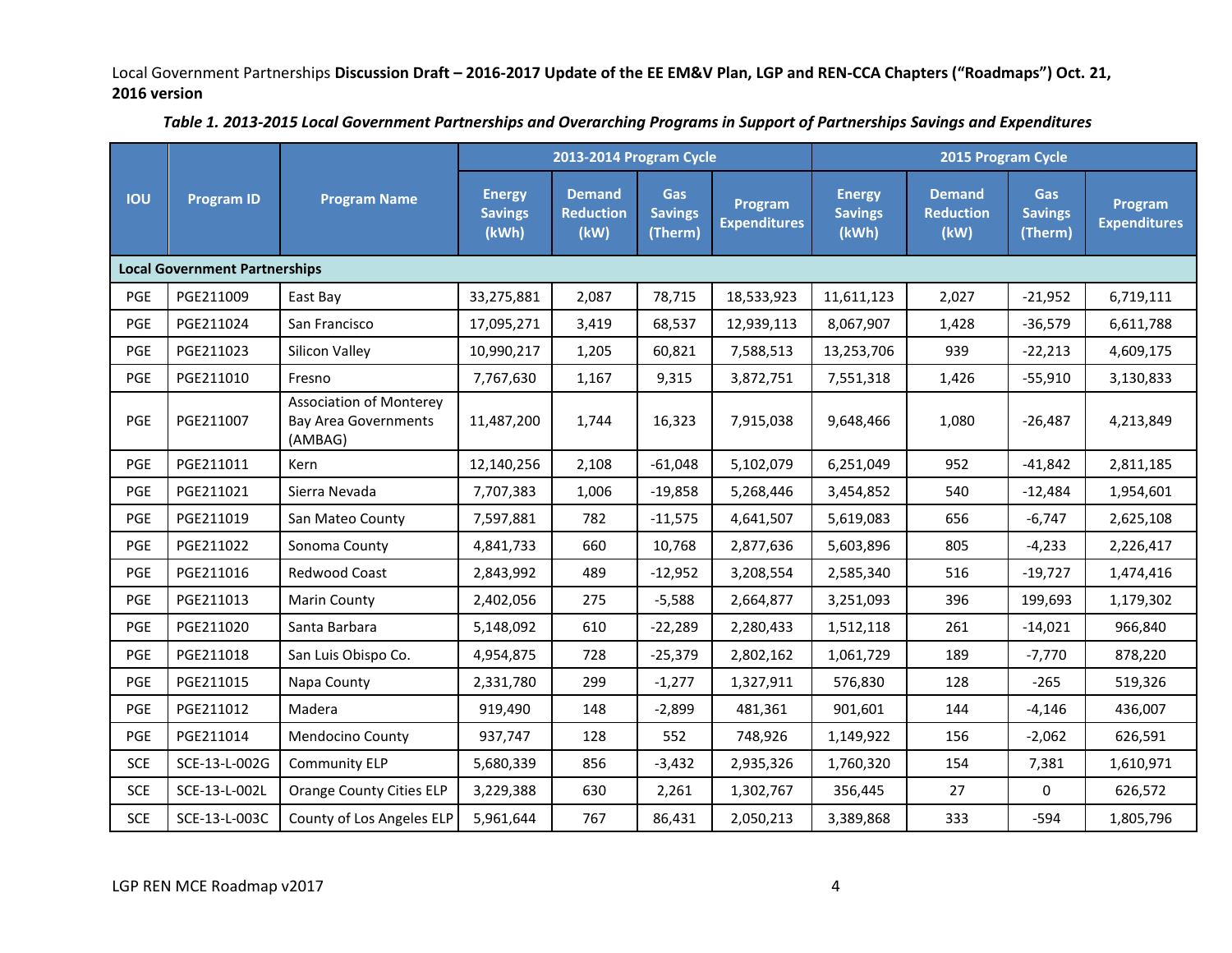Local Government Partnerships **Discussion Draft – 2016-2017 Update of the EE EM&V Plan, LGP and REN-CCA Chapters ("Roadmaps") Oct. 21, 2016 version**

***Table 1. 2013-2015 Local Government Partnerships and Overarching Programs in Support of Partnerships Savings and Expenditures***

| IOU | Program ID | Program Name | 2013-2014 Program Cycle | | | | 2015 Program Cycle | | | |
|---|---|---|---|---|---|---|---|---|---|---|
| | | | Energy Savings (kWh) | Demand Reduction (kW) | Gas Savings (Therm) | Program Expenditures | Energy Savings (kWh) | Demand Reduction (kW) | Gas Savings (Therm) | Program Expenditures |
| **Local Government Partnerships** | | | | | | | | | | |
| PGE | PGE211009 | East Bay | 33,275,881 | 2,087 | 78,715 | 18,533,923 | 11,611,123 | 2,027 | -21,952 | 6,719,111 |
| PGE | PGE211024 | San Francisco | 17,095,271 | 3,419 | 68,537 | 12,939,113 | 8,067,907 | 1,428 | -36,579 | 6,611,788 |
| PGE | PGE211023 | Silicon Valley | 10,990,217 | 1,205 | 60,821 | 7,588,513 | 13,253,706 | 939 | -22,213 | 4,609,175 |
| PGE | PGE211010 | Fresno | 7,767,630 | 1,167 | 9,315 | 3,872,751 | 7,551,318 | 1,426 | -55,910 | 3,130,833 |
| PGE | PGE211007 | Association of Monterey Bay Area Governments (AMBAG) | 11,487,200 | 1,744 | 16,323 | 7,915,038 | 9,648,466 | 1,080 | -26,487 | 4,213,849 |
| PGE | PGE211011 | Kern | 12,140,256 | 2,108 | -61,048 | 5,102,079 | 6,251,049 | 952 | -41,842 | 2,811,185 |
| PGE | PGE211021 | Sierra Nevada | 7,707,383 | 1,006 | -19,858 | 5,268,446 | 3,454,852 | 540 | -12,484 | 1,954,601 |
| PGE | PGE211019 | San Mateo County | 7,597,881 | 782 | -11,575 | 4,641,507 | 5,619,083 | 656 | -6,747 | 2,625,108 |
| PGE | PGE211022 | Sonoma County | 4,841,733 | 660 | 10,768 | 2,877,636 | 5,603,896 | 805 | -4,233 | 2,226,417 |
| PGE | PGE211016 | Redwood Coast | 2,843,992 | 489 | -12,952 | 3,208,554 | 2,585,340 | 516 | -19,727 | 1,474,416 |
| PGE | PGE211013 | Marin County | 2,402,056 | 275 | -5,588 | 2,664,877 | 3,251,093 | 396 | 199,693 | 1,179,302 |
| PGE | PGE211020 | Santa Barbara | 5,148,092 | 610 | -22,289 | 2,280,433 | 1,512,118 | 261 | -14,021 | 966,840 |
| PGE | PGE211018 | San Luis Obispo Co. | 4,954,875 | 728 | -25,379 | 2,802,162 | 1,061,729 | 189 | -7,770 | 878,220 |
| PGE | PGE211015 | Napa County | 2,331,780 | 299 | -1,277 | 1,327,911 | 576,830 | 128 | -265 | 519,326 |
| PGE | PGE211012 | Madera | 919,490 | 148 | -2,899 | 481,361 | 901,601 | 144 | -4,146 | 436,007 |
| PGE | PGE211014 | Mendocino County | 937,747 | 128 | 552 | 748,926 | 1,149,922 | 156 | -2,062 | 626,591 |
| SCE | SCE-13-L-002G | Community ELP | 5,680,339 | 856 | -3,432 | 2,935,326 | 1,760,320 | 154 | 7,381 | 1,610,971 |
| SCE | SCE-13-L-002L | Orange County Cities ELP | 3,229,388 | 630 | 2,261 | 1,302,767 | 356,445 | 27 | 0 | 626,572 |
| SCE | SCE-13-L-003C | County of Los Angeles ELP | 5,961,644 | 767 | 86,431 | 2,050,213 | 3,389,868 | 333 | -594 | 1,805,796 |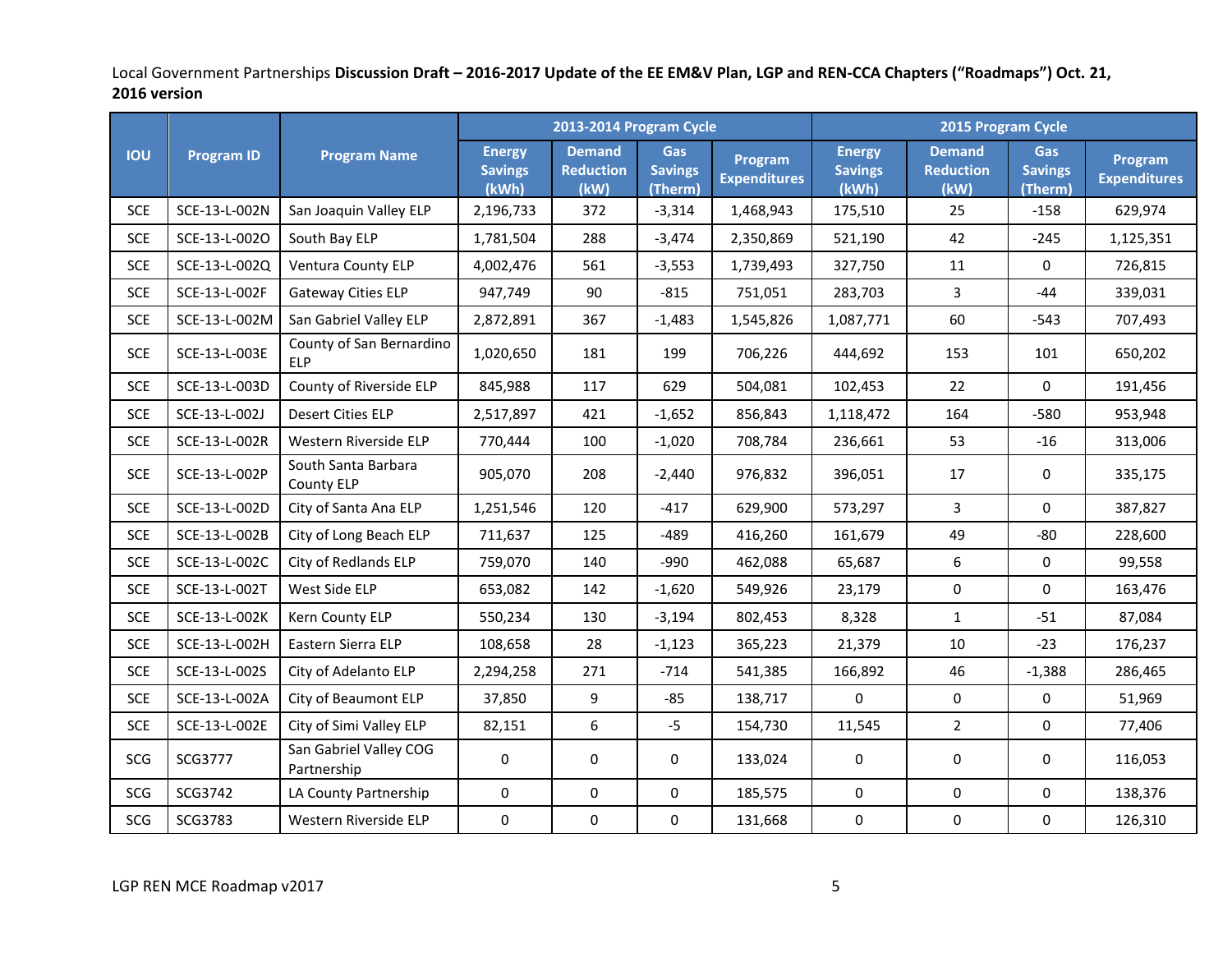| IOU | Program ID | Program Name | 2013-2014 Program Cycle | | | | 2015 Program Cycle | | | |
|---|---|---|---|---|---|---|---|---|---|---|
| | | | Energy Savings (kWh) | Demand Reduction (kW) | Gas Savings (Therm) | Program Expenditures | Energy Savings (kWh) | Demand Reduction (kW) | Gas Savings (Therm) | Program Expenditures |
| SCE | SCE-13-L-002N | San Joaquin Valley ELP | 2,196,733 | 372 | -3,314 | 1,468,943 | 175,510 | 25 | -158 | 629,974 |
| SCE | SCE-13-L-002O | South Bay ELP | 1,781,504 | 288 | -3,474 | 2,350,869 | 521,190 | 42 | -245 | 1,125,351 |
| SCE | SCE-13-L-002Q | Ventura County ELP | 4,002,476 | 561 | -3,553 | 1,739,493 | 327,750 | 11 | 0 | 726,815 |
| SCE | SCE-13-L-002F | Gateway Cities ELP | 947,749 | 90 | -815 | 751,051 | 283,703 | 3 | -44 | 339,031 |
| SCE | SCE-13-L-002M | San Gabriel Valley ELP | 2,872,891 | 367 | -1,483 | 1,545,826 | 1,087,771 | 60 | -543 | 707,493 |
| SCE | SCE-13-L-003E | County of San Bernardino ELP | 1,020,650 | 181 | 199 | 706,226 | 444,692 | 153 | 101 | 650,202 |
| SCE | SCE-13-L-003D | County of Riverside ELP | 845,988 | 117 | 629 | 504,081 | 102,453 | 22 | 0 | 191,456 |
| SCE | SCE-13-L-002J | Desert Cities ELP | 2,517,897 | 421 | -1,652 | 856,843 | 1,118,472 | 164 | -580 | 953,948 |
| SCE | SCE-13-L-002R | Western Riverside ELP | 770,444 | 100 | -1,020 | 708,784 | 236,661 | 53 | -16 | 313,006 |
| SCE | SCE-13-L-002P | South Santa Barbara County ELP | 905,070 | 208 | -2,440 | 976,832 | 396,051 | 17 | 0 | 335,175 |
| SCE | SCE-13-L-002D | City of Santa Ana ELP | 1,251,546 | 120 | -417 | 629,900 | 573,297 | 3 | 0 | 387,827 |
| SCE | SCE-13-L-002B | City of Long Beach ELP | 711,637 | 125 | -489 | 416,260 | 161,679 | 49 | -80 | 228,600 |
| SCE | SCE-13-L-002C | City of Redlands ELP | 759,070 | 140 | -990 | 462,088 | 65,687 | 6 | 0 | 99,558 |
| SCE | SCE-13-L-002T | West Side ELP | 653,082 | 142 | -1,620 | 549,926 | 23,179 | 0 | 0 | 163,476 |
| SCE | SCE-13-L-002K | Kern County ELP | 550,234 | 130 | -3,194 | 802,453 | 8,328 | 1 | -51 | 87,084 |
| SCE | SCE-13-L-002H | Eastern Sierra ELP | 108,658 | 28 | -1,123 | 365,223 | 21,379 | 10 | -23 | 176,237 |
| SCE | SCE-13-L-002S | City of Adelanto ELP | 2,294,258 | 271 | -714 | 541,385 | 166,892 | 46 | -1,388 | 286,465 |
| SCE | SCE-13-L-002A | City of Beaumont ELP | 37,850 | 9 | -85 | 138,717 | 0 | 0 | 0 | 51,969 |
| SCE | SCE-13-L-002E | City of Simi Valley ELP | 82,151 | 6 | -5 | 154,730 | 11,545 | 2 | 0 | 77,406 |
| SCG | SCG3777 | San Gabriel Valley COG Partnership | 0 | 0 | 0 | 133,024 | 0 | 0 | 0 | 116,053 |
| SCG | SCG3742 | LA County Partnership | 0 | 0 | 0 | 185,575 | 0 | 0 | 0 | 138,376 |
| SCG | SCG3783 | Western Riverside ELP | 0 | 0 | 0 | 131,668 | 0 | 0 | 0 | 126,310 |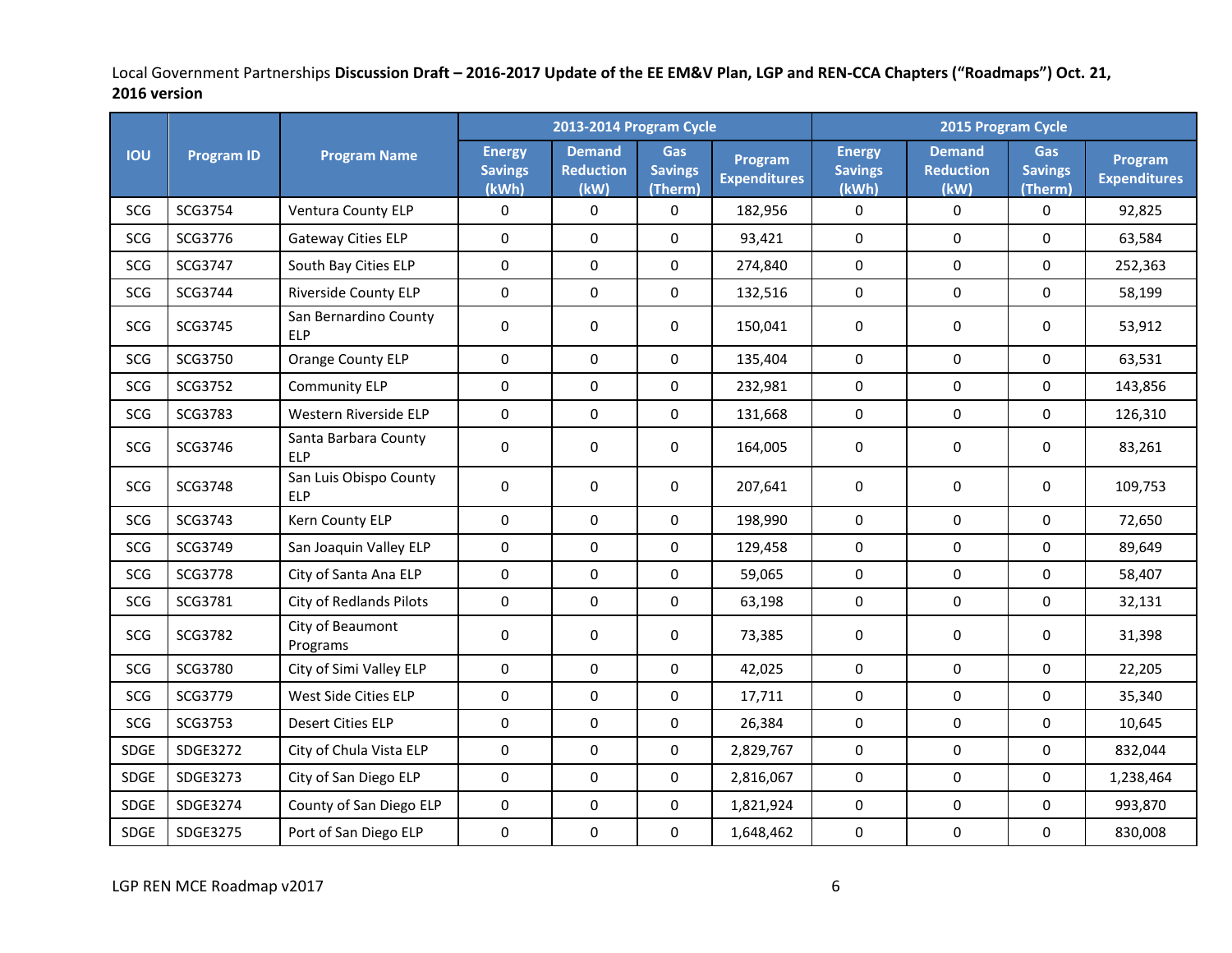Local Government Partnerships **Discussion Draft – 2016-2017 Update of the EE EM&V Plan, LGP and REN-CCA Chapters ("Roadmaps") Oct. 21, 2016 version**

| IOU | Program ID | Program Name | 2013-2014 Program Cycle | | | | 2015 Program Cycle | | | |
|---|---|---|---|---|---|---|---|---|---|---|
| | | | Energy Savings (kWh) | Demand Reduction (kW) | Gas Savings (Therm) | Program Expenditures | Energy Savings (kWh) | Demand Reduction (kW) | Gas Savings (Therm) | Program Expenditures |
| SCG | SCG3754 | Ventura County ELP | 0 | 0 | 0 | 182,956 | 0 | 0 | 0 | 92,825 |
| SCG | SCG3776 | Gateway Cities ELP | 0 | 0 | 0 | 93,421 | 0 | 0 | 0 | 63,584 |
| SCG | SCG3747 | South Bay Cities ELP | 0 | 0 | 0 | 274,840 | 0 | 0 | 0 | 252,363 |
| SCG | SCG3744 | Riverside County ELP | 0 | 0 | 0 | 132,516 | 0 | 0 | 0 | 58,199 |
| SCG | SCG3745 | San Bernardino County ELP | 0 | 0 | 0 | 150,041 | 0 | 0 | 0 | 53,912 |
| SCG | SCG3750 | Orange County ELP | 0 | 0 | 0 | 135,404 | 0 | 0 | 0 | 63,531 |
| SCG | SCG3752 | Community ELP | 0 | 0 | 0 | 232,981 | 0 | 0 | 0 | 143,856 |
| SCG | SCG3783 | Western Riverside ELP | 0 | 0 | 0 | 131,668 | 0 | 0 | 0 | 126,310 |
| SCG | SCG3746 | Santa Barbara County ELP | 0 | 0 | 0 | 164,005 | 0 | 0 | 0 | 83,261 |
| SCG | SCG3748 | San Luis Obispo County ELP | 0 | 0 | 0 | 207,641 | 0 | 0 | 0 | 109,753 |
| SCG | SCG3743 | Kern County ELP | 0 | 0 | 0 | 198,990 | 0 | 0 | 0 | 72,650 |
| SCG | SCG3749 | San Joaquin Valley ELP | 0 | 0 | 0 | 129,458 | 0 | 0 | 0 | 89,649 |
| SCG | SCG3778 | City of Santa Ana ELP | 0 | 0 | 0 | 59,065 | 0 | 0 | 0 | 58,407 |
| SCG | SCG3781 | City of Redlands Pilots | 0 | 0 | 0 | 63,198 | 0 | 0 | 0 | 32,131 |
| SCG | SCG3782 | City of Beaumont Programs | 0 | 0 | 0 | 73,385 | 0 | 0 | 0 | 31,398 |
| SCG | SCG3780 | City of Simi Valley ELP | 0 | 0 | 0 | 42,025 | 0 | 0 | 0 | 22,205 |
| SCG | SCG3779 | West Side Cities ELP | 0 | 0 | 0 | 17,711 | 0 | 0 | 0 | 35,340 |
| SCG | SCG3753 | Desert Cities ELP | 0 | 0 | 0 | 26,384 | 0 | 0 | 0 | 10,645 |
| SDGE | SDGE3272 | City of Chula Vista ELP | 0 | 0 | 0 | 2,829,767 | 0 | 0 | 0 | 832,044 |
| SDGE | SDGE3273 | City of San Diego ELP | 0 | 0 | 0 | 2,816,067 | 0 | 0 | 0 | 1,238,464 |
| SDGE | SDGE3274 | County of San Diego ELP | 0 | 0 | 0 | 1,821,924 | 0 | 0 | 0 | 993,870 |
| SDGE | SDGE3275 | Port of San Diego ELP | 0 | 0 | 0 | 1,648,462 | 0 | 0 | 0 | 830,008 |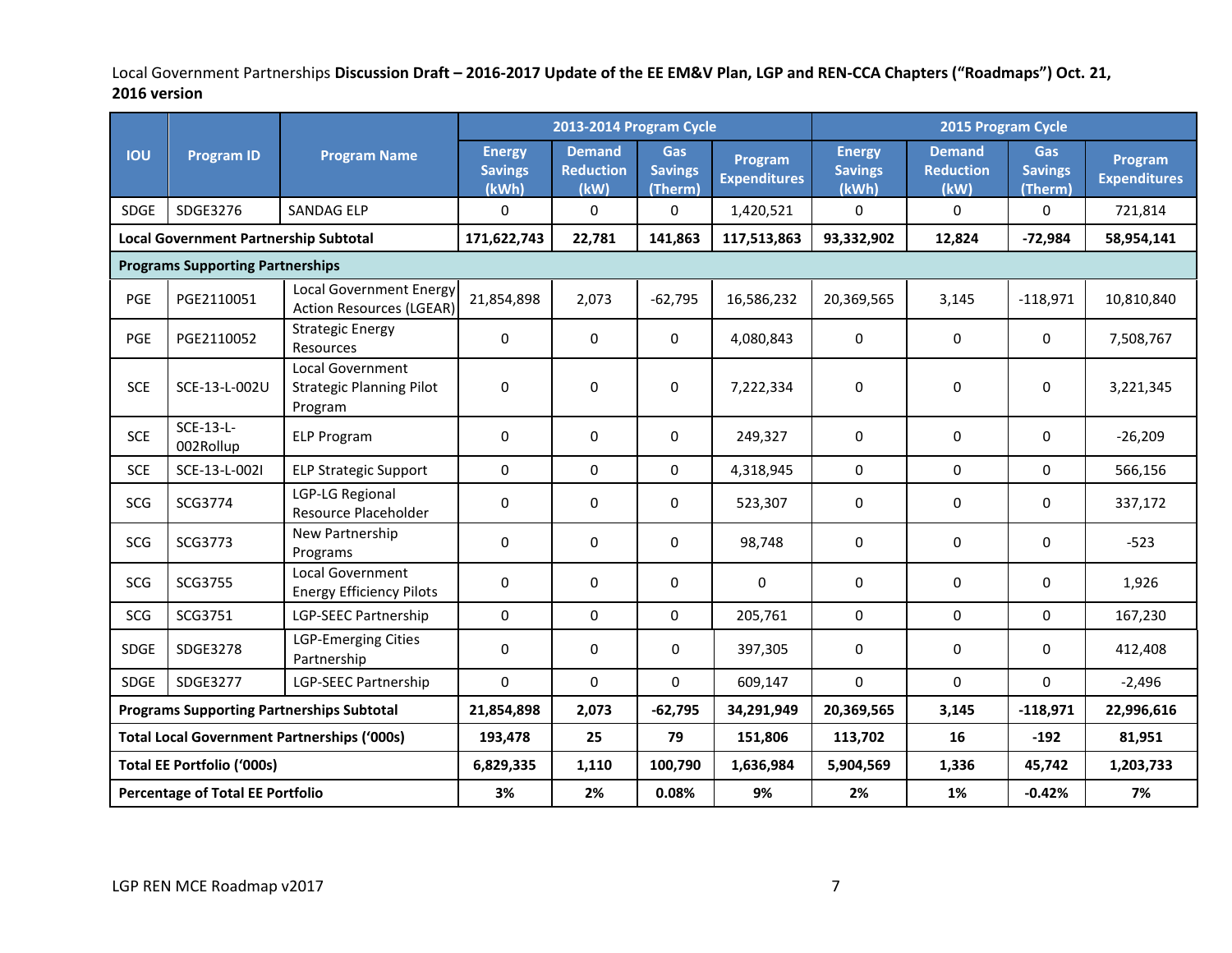Local Government Partnerships **Discussion Draft – 2016-2017 Update of the EE EM&V Plan, LGP and REN-CCA Chapters ("Roadmaps") Oct. 21, 2016 version**

| IOU | Program ID | Program Name | 2013-2014 Program Cycle | | | | 2015 Program Cycle | | | |
|---|---|---|---|---|---|---|---|---|---|---|
| | | | Energy Savings (kWh) | Demand Reduction (kW) | Gas Savings (Therm) | Program Expenditures | Energy Savings (kWh) | Demand Reduction (kW) | Gas Savings (Therm) | Program Expenditures |
| SDGE | SDGE3276 | SANDAG ELP | 0 | 0 | 0 | 1,420,521 | 0 | 0 | 0 | 721,814 |
| **Local Government Partnership Subtotal** | | | **171,622,743** | **22,781** | **141,863** | **117,513,863** | **93,332,902** | **12,824** | **-72,984** | **58,954,141** |
| **Programs Supporting Partnerships** | | | | | | | | | | |
| PGE | PGE2110051 | Local Government Energy Action Resources (LGEAR) | 21,854,898 | 2,073 | -62,795 | 16,586,232 | 20,369,565 | 3,145 | -118,971 | 10,810,840 |
| PGE | PGE2110052 | Strategic Energy Resources | 0 | 0 | 0 | 4,080,843 | 0 | 0 | 0 | 7,508,767 |
| SCE | SCE-13-L-002U | Local Government Strategic Planning Pilot Program | 0 | 0 | 0 | 7,222,334 | 0 | 0 | 0 | 3,221,345 |
| SCE | SCE-13-L-002Rollup | ELP Program | 0 | 0 | 0 | 249,327 | 0 | 0 | 0 | -26,209 |
| SCE | SCE-13-L-002I | ELP Strategic Support | 0 | 0 | 0 | 4,318,945 | 0 | 0 | 0 | 566,156 |
| SCG | SCG3774 | LGP-LG Regional Resource Placeholder | 0 | 0 | 0 | 523,307 | 0 | 0 | 0 | 337,172 |
| SCG | SCG3773 | New Partnership Programs | 0 | 0 | 0 | 98,748 | 0 | 0 | 0 | -523 |
| SCG | SCG3755 | Local Government Energy Efficiency Pilots | 0 | 0 | 0 | 0 | 0 | 0 | 0 | 1,926 |
| SCG | SCG3751 | LGP-SEEC Partnership | 0 | 0 | 0 | 205,761 | 0 | 0 | 0 | 167,230 |
| SDGE | SDGE3278 | LGP-Emerging Cities Partnership | 0 | 0 | 0 | 397,305 | 0 | 0 | 0 | 412,408 |
| SDGE | SDGE3277 | LGP-SEEC Partnership | 0 | 0 | 0 | 609,147 | 0 | 0 | 0 | -2,496 |
| **Programs Supporting Partnerships Subtotal** | | | **21,854,898** | **2,073** | **-62,795** | **34,291,949** | **20,369,565** | **3,145** | **-118,971** | **22,996,616** |
| **Total Local Government Partnerships ('000s)** | | | **193,478** | **25** | **79** | **151,806** | **113,702** | **16** | **-192** | **81,951** |
| **Total EE Portfolio ('000s)** | | | **6,829,335** | **1,110** | **100,790** | **1,636,984** | **5,904,569** | **1,336** | **45,742** | **1,203,733** |
| **Percentage of Total EE Portfolio** | | | **3%** | **2%** | **0.08%** | **9%** | **2%** | **1%** | **-0.42%** | **7%** |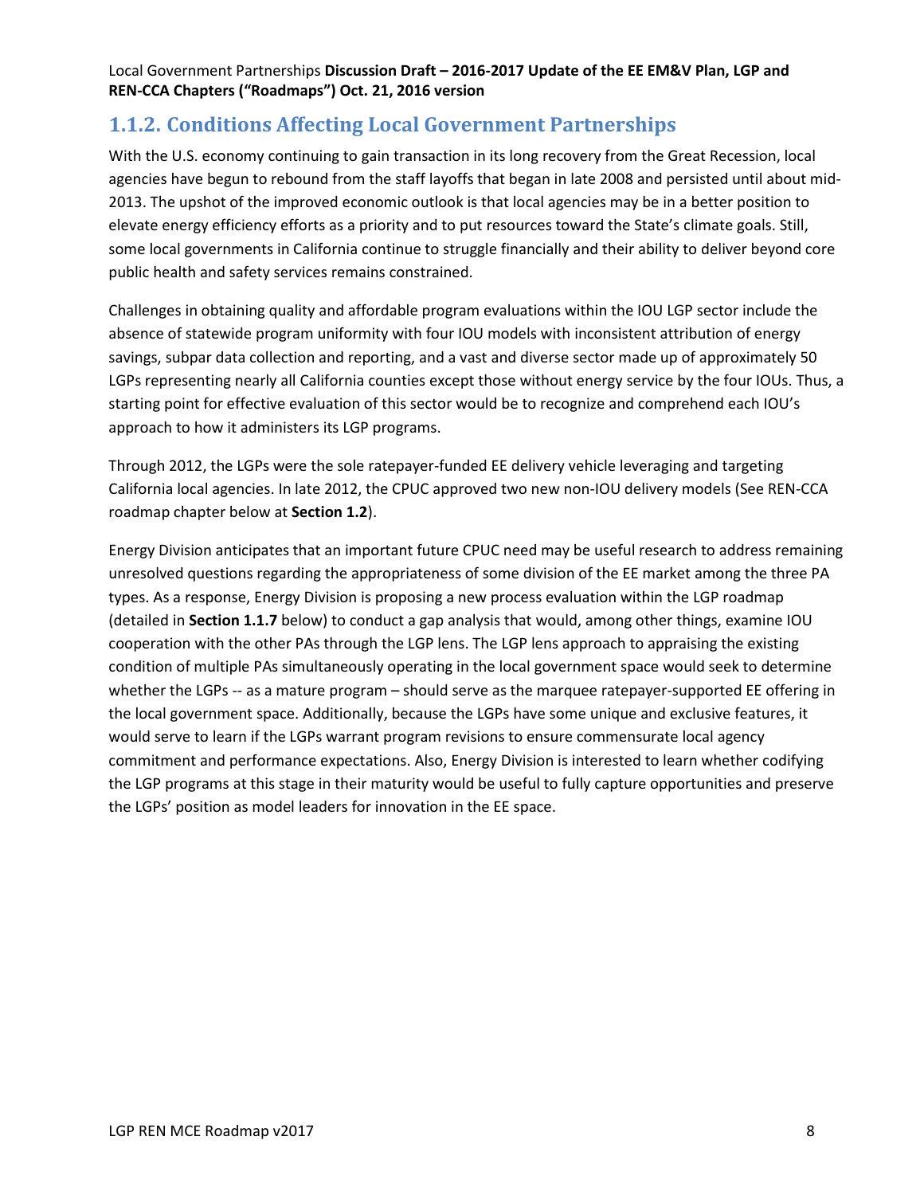## 1.1.2. Conditions Affecting Local Government Partnerships

With the U.S. economy continuing to gain transaction in its long recovery from the Great Recession, local agencies have begun to rebound from the staff layoffs that began in late 2008 and persisted until about mid-2013. The upshot of the improved economic outlook is that local agencies may be in a better position to elevate energy efficiency efforts as a priority and to put resources toward the State's climate goals. Still, some local governments in California continue to struggle financially and their ability to deliver beyond core public health and safety services remains constrained.

Challenges in obtaining quality and affordable program evaluations within the IOU LGP sector include the absence of statewide program uniformity with four IOU models with inconsistent attribution of energy savings, subpar data collection and reporting, and a vast and diverse sector made up of approximately 50 LGPs representing nearly all California counties except those without energy service by the four IOUs. Thus, a starting point for effective evaluation of this sector would be to recognize and comprehend each IOU's approach to how it administers its LGP programs.

Through 2012, the LGPs were the sole ratepayer-funded EE delivery vehicle leveraging and targeting California local agencies. In late 2012, the CPUC approved two new non-IOU delivery models (See REN-CCA roadmap chapter below at **Section 1.2**).

Energy Division anticipates that an important future CPUC need may be useful research to address remaining unresolved questions regarding the appropriateness of some division of the EE market among the three PA types. As a response, Energy Division is proposing a new process evaluation within the LGP roadmap (detailed in **Section 1.1.7** below) to conduct a gap analysis that would, among other things, examine IOU cooperation with the other PAs through the LGP lens. The LGP lens approach to appraising the existing condition of multiple PAs simultaneously operating in the local government space would seek to determine whether the LGPs -- as a mature program – should serve as the marquee ratepayer-supported EE offering in the local government space. Additionally, because the LGPs have some unique and exclusive features, it would serve to learn if the LGPs warrant program revisions to ensure commensurate local agency commitment and performance expectations. Also, Energy Division is interested to learn whether codifying the LGP programs at this stage in their maturity would be useful to fully capture opportunities and preserve the LGPs' position as model leaders for innovation in the EE space.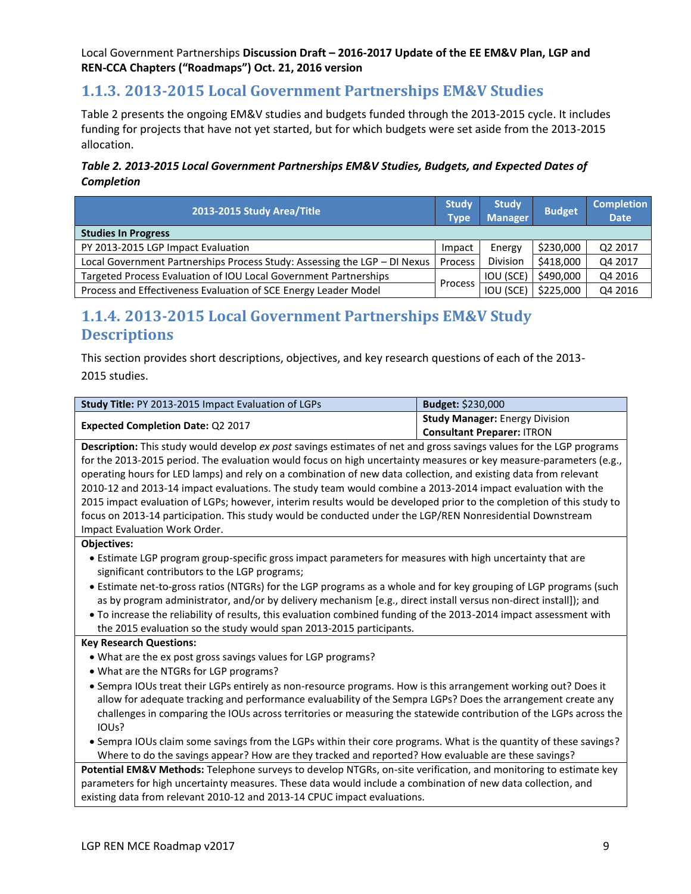## 1.1.3. 2013-2015 Local Government Partnerships EM&V Studies

Table 2 presents the ongoing EM&V studies and budgets funded through the 2013-2015 cycle. It includes funding for projects that have not yet started, but for which budgets were set aside from the 2013-2015 allocation.

***Table 2. 2013-2015 Local Government Partnerships EM&V Studies, Budgets, and Expected Dates of Completion***

| 2013-2015 Study Area/Title | Study Type | Study Manager | Budget | Completion Date |
|---|---|---|---|---|
| **Studies In Progress** | | | | |
| PY 2013-2015 LGP Impact Evaluation | Impact | Energy Division | $230,000 | Q2 2017 |
| Local Government Partnerships Process Study: Assessing the LGP – DI Nexus | Process | Energy Division | $418,000 | Q4 2017 |
| Targeted Process Evaluation of IOU Local Government Partnerships | Process | IOU (SCE) | $490,000 | Q4 2016 |
| Process and Effectiveness Evaluation of SCE Energy Leader Model | Process | IOU (SCE) | $225,000 | Q4 2016 |

## 1.1.4. 2013-2015 Local Government Partnerships EM&V Study Descriptions

This section provides short descriptions, objectives, and key research questions of each of the 2013-2015 studies.

| **Study Title:** PY 2013-2015 Impact Evaluation of LGPs | **Budget:** $230,000 |
|---|---|
| **Expected Completion Date:** Q2 2017 | **Study Manager:** Energy Division<br>**Consultant Preparer:** ITRON |

**Description:** This study would develop *ex post* savings estimates of net and gross savings values for the LGP programs for the 2013-2015 period. The evaluation would focus on high uncertainty measures or key measure-parameters (e.g., operating hours for LED lamps) and rely on a combination of new data collection, and existing data from relevant 2010-12 and 2013-14 impact evaluations. The study team would combine a 2013-2014 impact evaluation with the 2015 impact evaluation of LGPs; however, interim results would be developed prior to the completion of this study to focus on 2013-14 participation. This study would be conducted under the LGP/REN Nonresidential Downstream Impact Evaluation Work Order.

**Objectives:**

- Estimate LGP program group-specific gross impact parameters for measures with high uncertainty that are significant contributors to the LGP programs;
- Estimate net-to-gross ratios (NTGRs) for the LGP programs as a whole and for key grouping of LGP programs (such as by program administrator, and/or by delivery mechanism [e.g., direct install versus non-direct install]); and
- To increase the reliability of results, this evaluation combined funding of the 2013-2014 impact assessment with the 2015 evaluation so the study would span 2013-2015 participants.

**Key Research Questions:**

- What are the ex post gross savings values for LGP programs?
- What are the NTGRs for LGP programs?
- Sempra IOUs treat their LGPs entirely as non-resource programs. How is this arrangement working out? Does it allow for adequate tracking and performance evaluability of the Sempra LGPs? Does the arrangement create any challenges in comparing the IOUs across territories or measuring the statewide contribution of the LGPs across the IOUs?
- Sempra IOUs claim some savings from the LGPs within their core programs. What is the quantity of these savings? Where to do the savings appear? How are they tracked and reported? How evaluable are these savings?

**Potential EM&V Methods:** Telephone surveys to develop NTGRs, on-site verification, and monitoring to estimate key parameters for high uncertainty measures. These data would include a combination of new data collection, and existing data from relevant 2010-12 and 2013-14 CPUC impact evaluations.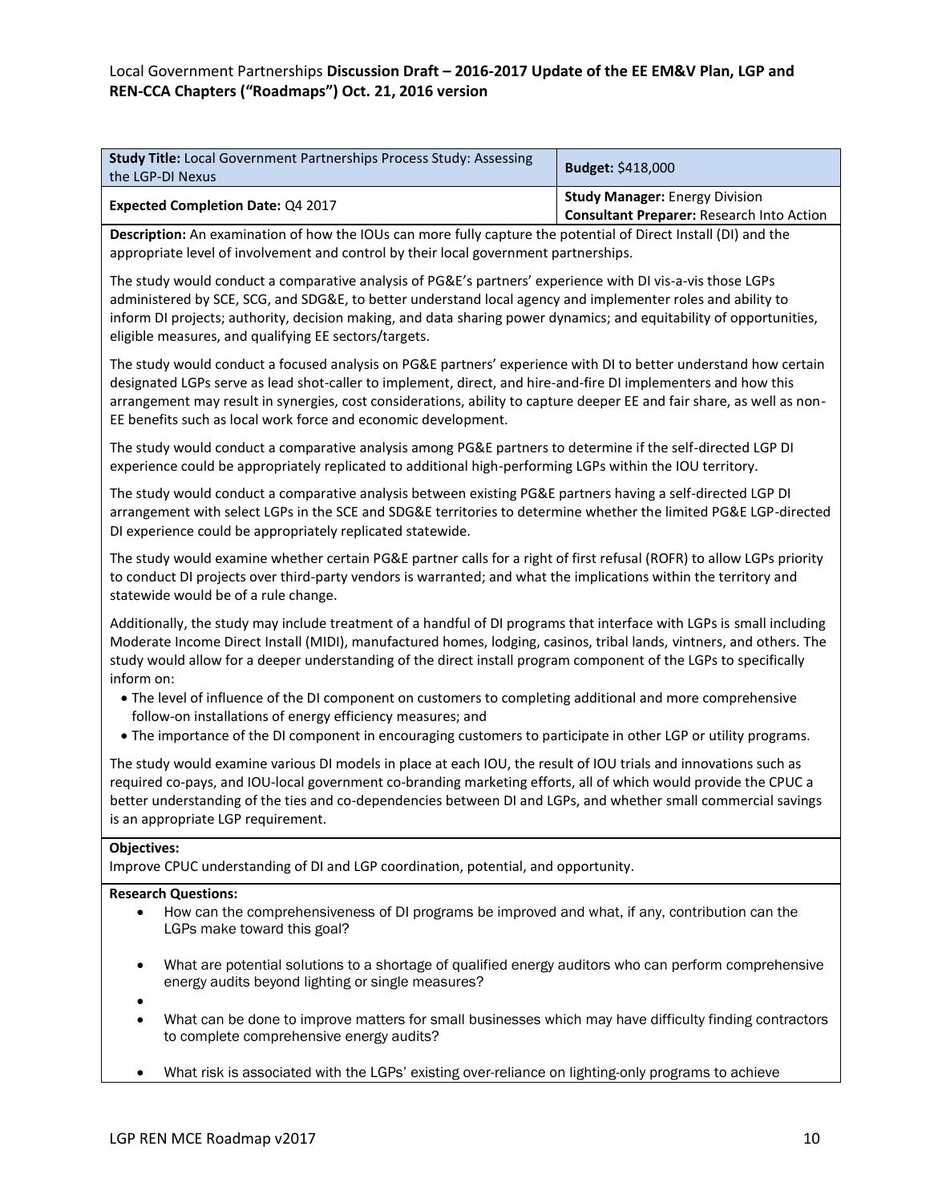| **Study Title:** Local Government Partnerships Process Study: Assessing the LGP-DI Nexus | **Budget:** $418,000 |
| --- | --- |
| **Expected Completion Date:** Q4 2017 | **Study Manager:** Energy Division<br>**Consultant Preparer:** Research Into Action |

**Description:** An examination of how the IOUs can more fully capture the potential of Direct Install (DI) and the appropriate level of involvement and control by their local government partnerships.

The study would conduct a comparative analysis of PG&E's partners' experience with DI vis-a-vis those LGPs administered by SCE, SCG, and SDG&E, to better understand local agency and implementer roles and ability to inform DI projects; authority, decision making, and data sharing power dynamics; and equitability of opportunities, eligible measures, and qualifying EE sectors/targets.

The study would conduct a focused analysis on PG&E partners' experience with DI to better understand how certain designated LGPs serve as lead shot-caller to implement, direct, and hire-and-fire DI implementers and how this arrangement may result in synergies, cost considerations, ability to capture deeper EE and fair share, as well as non-EE benefits such as local work force and economic development.

The study would conduct a comparative analysis among PG&E partners to determine if the self-directed LGP DI experience could be appropriately replicated to additional high-performing LGPs within the IOU territory.

The study would conduct a comparative analysis between existing PG&E partners having a self-directed LGP DI arrangement with select LGPs in the SCE and SDG&E territories to determine whether the limited PG&E LGP-directed DI experience could be appropriately replicated statewide.

The study would examine whether certain PG&E partner calls for a right of first refusal (ROFR) to allow LGPs priority to conduct DI projects over third-party vendors is warranted; and what the implications within the territory and statewide would be of a rule change.

Additionally, the study may include treatment of a handful of DI programs that interface with LGPs is small including Moderate Income Direct Install (MIDI), manufactured homes, lodging, casinos, tribal lands, vintners, and others. The study would allow for a deeper understanding of the direct install program component of the LGPs to specifically inform on:

- The level of influence of the DI component on customers to completing additional and more comprehensive follow-on installations of energy efficiency measures; and
- The importance of the DI component in encouraging customers to participate in other LGP or utility programs.

The study would examine various DI models in place at each IOU, the result of IOU trials and innovations such as required co-pays, and IOU-local government co-branding marketing efforts, all of which would provide the CPUC a better understanding of the ties and co-dependencies between DI and LGPs, and whether small commercial savings is an appropriate LGP requirement.

**Objectives:**
Improve CPUC understanding of DI and LGP coordination, potential, and opportunity.

**Research Questions:**

- How can the comprehensiveness of DI programs be improved and what, if any, contribution can the LGPs make toward this goal?
- What are potential solutions to a shortage of qualified energy auditors who can perform comprehensive energy audits beyond lighting or single measures?
- 
- What can be done to improve matters for small businesses which may have difficulty finding contractors to complete comprehensive energy audits?
- What risk is associated with the LGPs' existing over-reliance on lighting-only programs to achieve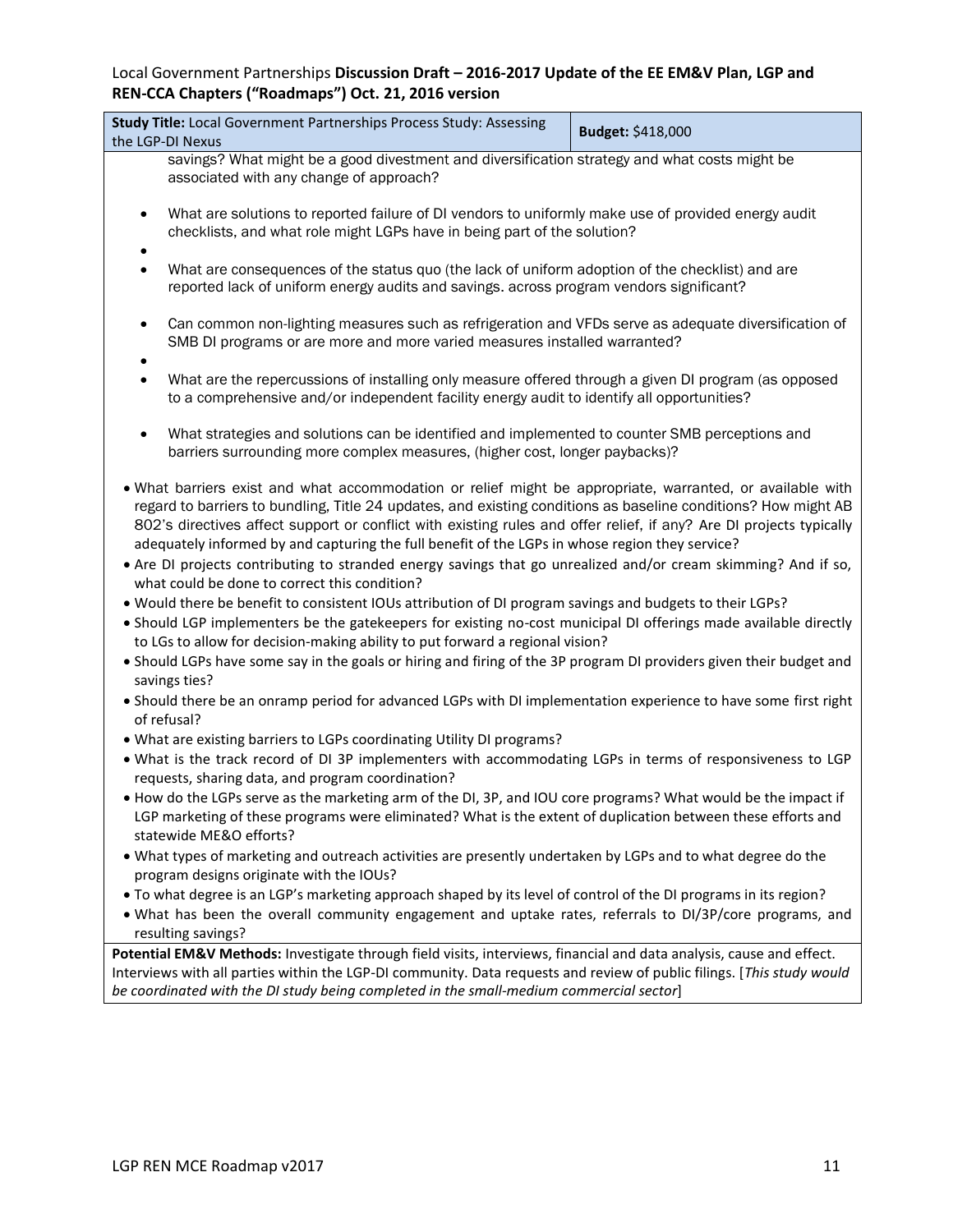| **Study Title:** Local Government Partnerships Process Study: Assessing the LGP-DI Nexus | **Budget:** $418,000 |
|---|---|

savings? What might be a good divestment and diversification strategy and what costs might be associated with any change of approach?

- What are solutions to reported failure of DI vendors to uniformly make use of provided energy audit checklists, and what role might LGPs have in being part of the solution?
- What are consequences of the status quo (the lack of uniform adoption of the checklist) and are reported lack of uniform energy audits and savings. across program vendors significant?
- Can common non-lighting measures such as refrigeration and VFDs serve as adequate diversification of SMB DI programs or are more and more varied measures installed warranted?
- What are the repercussions of installing only measure offered through a given DI program (as opposed to a comprehensive and/or independent facility energy audit to identify all opportunities?
- What strategies and solutions can be identified and implemented to counter SMB perceptions and barriers surrounding more complex measures, (higher cost, longer paybacks)?
- What barriers exist and what accommodation or relief might be appropriate, warranted, or available with regard to barriers to bundling, Title 24 updates, and existing conditions as baseline conditions? How might AB 802's directives affect support or conflict with existing rules and offer relief, if any? Are DI projects typically adequately informed by and capturing the full benefit of the LGPs in whose region they service?
- Are DI projects contributing to stranded energy savings that go unrealized and/or cream skimming? And if so, what could be done to correct this condition?
- Would there be benefit to consistent IOUs attribution of DI program savings and budgets to their LGPs?
- Should LGP implementers be the gatekeepers for existing no-cost municipal DI offerings made available directly to LGs to allow for decision-making ability to put forward a regional vision?
- Should LGPs have some say in the goals or hiring and firing of the 3P program DI providers given their budget and savings ties?
- Should there be an onramp period for advanced LGPs with DI implementation experience to have some first right of refusal?
- What are existing barriers to LGPs coordinating Utility DI programs?
- What is the track record of DI 3P implementers with accommodating LGPs in terms of responsiveness to LGP requests, sharing data, and program coordination?
- How do the LGPs serve as the marketing arm of the DI, 3P, and IOU core programs? What would be the impact if LGP marketing of these programs were eliminated? What is the extent of duplication between these efforts and statewide ME&O efforts?
- What types of marketing and outreach activities are presently undertaken by LGPs and to what degree do the program designs originate with the IOUs?
- To what degree is an LGP's marketing approach shaped by its level of control of the DI programs in its region?
- What has been the overall community engagement and uptake rates, referrals to DI/3P/core programs, and resulting savings?

**Potential EM&V Methods:** Investigate through field visits, interviews, financial and data analysis, cause and effect. Interviews with all parties within the LGP-DI community. Data requests and review of public filings. [*This study would be coordinated with the DI study being completed in the small-medium commercial sector*]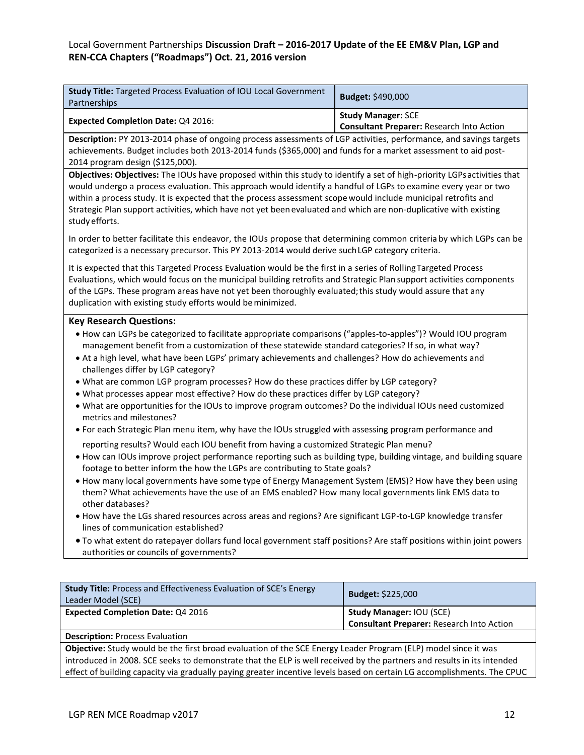| **Study Title:** Targeted Process Evaluation of IOU Local Government Partnerships | **Budget:** $490,000 |
|---|---|
| **Expected Completion Date:** Q4 2016: | **Study Manager:** SCE<br>**Consultant Preparer:** Research Into Action |
| **Description:** PY 2013-2014 phase of ongoing process assessments of LGP activities, performance, and savings targets achievements. Budget includes both 2013-2014 funds ($365,000) and funds for a market assessment to aid post-2014 program design ($125,000). | |
| **Objectives: Objectives:** The IOUs have proposed within this study to identify a set of high-priority LGPs activities that would undergo a process evaluation. This approach would identify a handful of LGPs to examine every year or two within a process study. It is expected that the process assessment scope would include municipal retrofits and Strategic Plan support activities, which have not yet been evaluated and which are non-duplicative with existing study efforts.<br><br>In order to better facilitate this endeavor, the IOUs propose that determining common criteria by which LGPs can be categorized is a necessary precursor. This PY 2013-2014 would derive such LGP category criteria.<br><br>It is expected that this Targeted Process Evaluation would be the first in a series of Rolling Targeted Process Evaluations, which would focus on the municipal building retrofits and Strategic Plan support activities components of the LGPs. These program areas have not yet been thoroughly evaluated; this study would assure that any duplication with existing study efforts would be minimized. | |
| **Key Research Questions:**<br>• How can LGPs be categorized to facilitate appropriate comparisons ("apples-to-apples")? Would IOU program management benefit from a customization of these statewide standard categories? If so, in what way?<br>• At a high level, what have been LGPs' primary achievements and challenges? How do achievements and challenges differ by LGP category?<br>• What are common LGP program processes? How do these practices differ by LGP category?<br>• What processes appear most effective? How do these practices differ by LGP category?<br>• What are opportunities for the IOUs to improve program outcomes? Do the individual IOUs need customized metrics and milestones?<br>• For each Strategic Plan menu item, why have the IOUs struggled with assessing program performance and reporting results? Would each IOU benefit from having a customized Strategic Plan menu?<br>• How can IOUs improve project performance reporting such as building type, building vintage, and building square footage to better inform the how the LGPs are contributing to State goals?<br>• How many local governments have some type of Energy Management System (EMS)? How have they been using them? What achievements have the use of an EMS enabled? How many local governments link EMS data to other databases?<br>• How have the LGs shared resources across areas and regions? Are significant LGP-to-LGP knowledge transfer lines of communication established?<br>• To what extent do ratepayer dollars fund local government staff positions? Are staff positions within joint powers authorities or councils of governments? | |

| **Study Title:** Process and Effectiveness Evaluation of SCE's Energy Leader Model (SCE) | **Budget:** $225,000 |
|---|---|
| **Expected Completion Date:** Q4 2016 | **Study Manager:** IOU (SCE)<br>**Consultant Preparer:** Research Into Action |
| **Description:** Process Evaluation | |
| **Objective:** Study would be the first broad evaluation of the SCE Energy Leader Program (ELP) model since it was introduced in 2008. SCE seeks to demonstrate that the ELP is well received by the partners and results in its intended effect of building capacity via gradually paying greater incentive levels based on certain LG accomplishments. The CPUC | |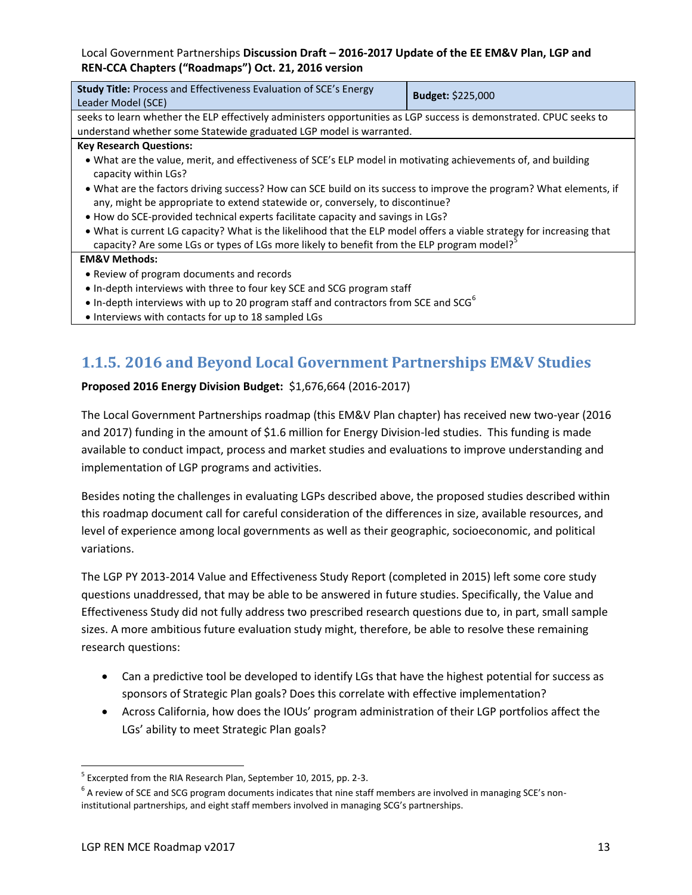| Study Title: Process and Effectiveness Evaluation of SCE's Energy Leader Model (SCE) | Budget: $225,000 |
| --- | --- |
| seeks to learn whether the ELP effectively administers opportunities as LGP success is demonstrated. CPUC seeks to understand whether some Statewide graduated LGP model is warranted. | |
| **Key Research Questions:**<br>• What are the value, merit, and effectiveness of SCE's ELP model in motivating achievements of, and building capacity within LGs?<br>• What are the factors driving success? How can SCE build on its success to improve the program? What elements, if any, might be appropriate to extend statewide or, conversely, to discontinue?<br>• How do SCE-provided technical experts facilitate capacity and savings in LGs?<br>• What is current LG capacity? What is the likelihood that the ELP model offers a viable strategy for increasing that capacity? Are some LGs or types of LGs more likely to benefit from the ELP program model?[5] | |
| **EM&V Methods:**<br>• Review of program documents and records<br>• In-depth interviews with three to four key SCE and SCG program staff<br>• In-depth interviews with up to 20 program staff and contractors from SCE and SCG[6]<br>• Interviews with contacts for up to 18 sampled LGs | |

## 1.1.5. 2016 and Beyond Local Government Partnerships EM&V Studies

**Proposed 2016 Energy Division Budget:** $1,676,664 (2016-2017)

The Local Government Partnerships roadmap (this EM&V Plan chapter) has received new two-year (2016 and 2017) funding in the amount of $1.6 million for Energy Division-led studies. This funding is made available to conduct impact, process and market studies and evaluations to improve understanding and implementation of LGP programs and activities.

Besides noting the challenges in evaluating LGPs described above, the proposed studies described within this roadmap document call for careful consideration of the differences in size, available resources, and level of experience among local governments as well as their geographic, socioeconomic, and political variations.

The LGP PY 2013-2014 Value and Effectiveness Study Report (completed in 2015) left some core study questions unaddressed, that may be able to be answered in future studies. Specifically, the Value and Effectiveness Study did not fully address two prescribed research questions due to, in part, small sample sizes. A more ambitious future evaluation study might, therefore, be able to resolve these remaining research questions:

- Can a predictive tool be developed to identify LGs that have the highest potential for success as sponsors of Strategic Plan goals? Does this correlate with effective implementation?
- Across California, how does the IOUs' program administration of their LGP portfolios affect the LGs' ability to meet Strategic Plan goals?

[5] Excerpted from the RIA Research Plan, September 10, 2015, pp. 2-3.

[6] A review of SCE and SCG program documents indicates that nine staff members are involved in managing SCE's non-institutional partnerships, and eight staff members involved in managing SCG's partnerships.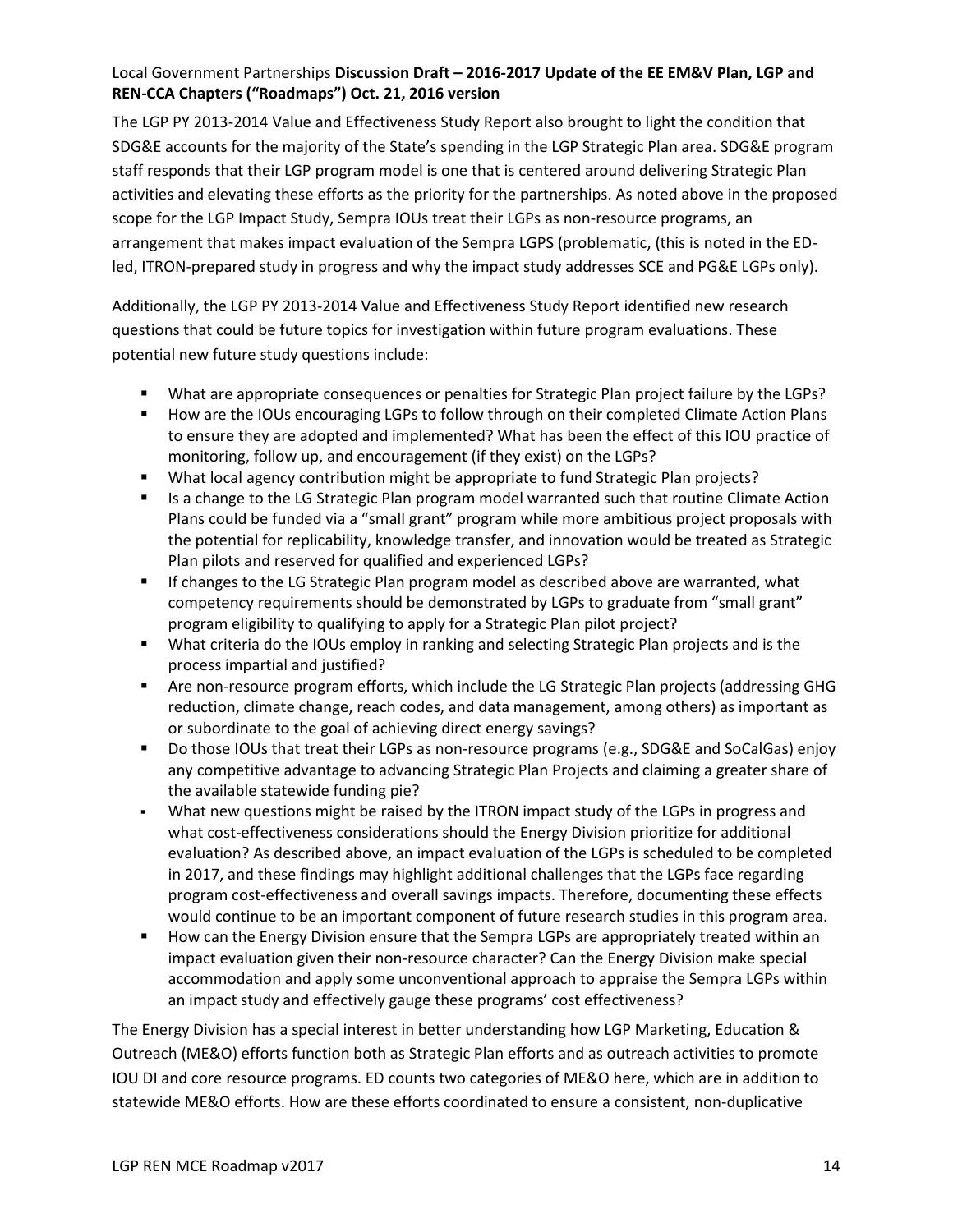The LGP PY 2013-2014 Value and Effectiveness Study Report also brought to light the condition that SDG&E accounts for the majority of the State's spending in the LGP Strategic Plan area. SDG&E program staff responds that their LGP program model is one that is centered around delivering Strategic Plan activities and elevating these efforts as the priority for the partnerships. As noted above in the proposed scope for the LGP Impact Study, Sempra IOUs treat their LGPs as non-resource programs, an arrangement that makes impact evaluation of the Sempra LGPS (problematic, (this is noted in the ED-led, ITRON-prepared study in progress and why the impact study addresses SCE and PG&E LGPs only).

Additionally, the LGP PY 2013-2014 Value and Effectiveness Study Report identified new research questions that could be future topics for investigation within future program evaluations. These potential new future study questions include:

- What are appropriate consequences or penalties for Strategic Plan project failure by the LGPs?
- How are the IOUs encouraging LGPs to follow through on their completed Climate Action Plans to ensure they are adopted and implemented? What has been the effect of this IOU practice of monitoring, follow up, and encouragement (if they exist) on the LGPs?
- What local agency contribution might be appropriate to fund Strategic Plan projects?
- Is a change to the LG Strategic Plan program model warranted such that routine Climate Action Plans could be funded via a "small grant" program while more ambitious project proposals with the potential for replicability, knowledge transfer, and innovation would be treated as Strategic Plan pilots and reserved for qualified and experienced LGPs?
- If changes to the LG Strategic Plan program model as described above are warranted, what competency requirements should be demonstrated by LGPs to graduate from "small grant" program eligibility to qualifying to apply for a Strategic Plan pilot project?
- What criteria do the IOUs employ in ranking and selecting Strategic Plan projects and is the process impartial and justified?
- Are non-resource program efforts, which include the LG Strategic Plan projects (addressing GHG reduction, climate change, reach codes, and data management, among others) as important as or subordinate to the goal of achieving direct energy savings?
- Do those IOUs that treat their LGPs as non-resource programs (e.g., SDG&E and SoCalGas) enjoy any competitive advantage to advancing Strategic Plan Projects and claiming a greater share of the available statewide funding pie?
- What new questions might be raised by the ITRON impact study of the LGPs in progress and what cost-effectiveness considerations should the Energy Division prioritize for additional evaluation? As described above, an impact evaluation of the LGPs is scheduled to be completed in 2017, and these findings may highlight additional challenges that the LGPs face regarding program cost-effectiveness and overall savings impacts. Therefore, documenting these effects would continue to be an important component of future research studies in this program area.
- How can the Energy Division ensure that the Sempra LGPs are appropriately treated within an impact evaluation given their non-resource character? Can the Energy Division make special accommodation and apply some unconventional approach to appraise the Sempra LGPs within an impact study and effectively gauge these programs' cost effectiveness?

The Energy Division has a special interest in better understanding how LGP Marketing, Education & Outreach (ME&O) efforts function both as Strategic Plan efforts and as outreach activities to promote IOU DI and core resource programs. ED counts two categories of ME&O here, which are in addition to statewide ME&O efforts. How are these efforts coordinated to ensure a consistent, non-duplicative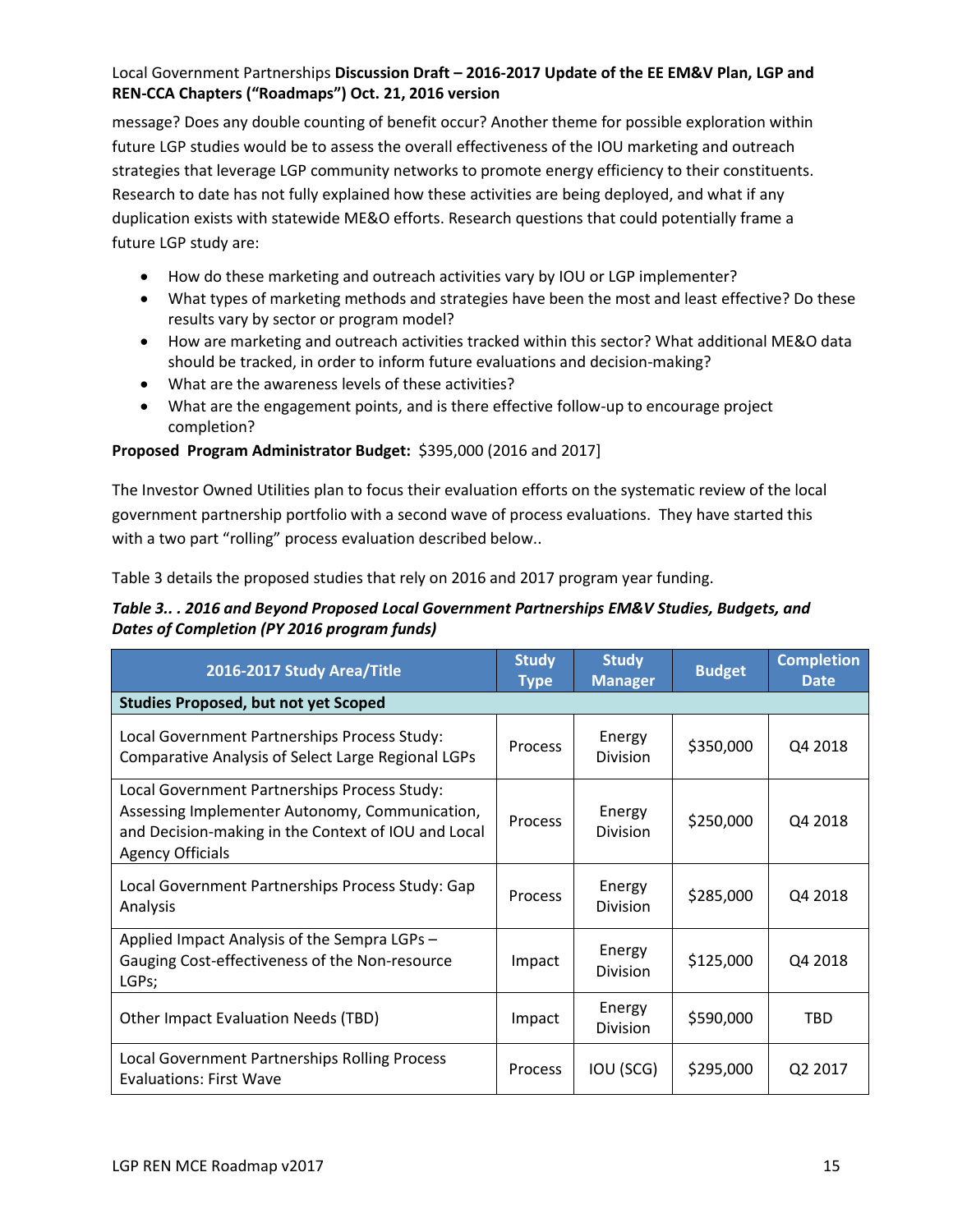message? Does any double counting of benefit occur? Another theme for possible exploration within future LGP studies would be to assess the overall effectiveness of the IOU marketing and outreach strategies that leverage LGP community networks to promote energy efficiency to their constituents. Research to date has not fully explained how these activities are being deployed, and what if any duplication exists with statewide ME&O efforts. Research questions that could potentially frame a future LGP study are:

- How do these marketing and outreach activities vary by IOU or LGP implementer?
- What types of marketing methods and strategies have been the most and least effective? Do these results vary by sector or program model?
- How are marketing and outreach activities tracked within this sector? What additional ME&O data should be tracked, in order to inform future evaluations and decision-making?
- What are the awareness levels of these activities?
- What are the engagement points, and is there effective follow-up to encourage project completion?

**Proposed Program Administrator Budget:** $395,000 (2016 and 2017]

The Investor Owned Utilities plan to focus their evaluation efforts on the systematic review of the local government partnership portfolio with a second wave of process evaluations. They have started this with a two part "rolling" process evaluation described below..

Table 3 details the proposed studies that rely on 2016 and 2017 program year funding.

***Table 3.. . 2016 and Beyond Proposed Local Government Partnerships EM&V Studies, Budgets, and Dates of Completion (PY 2016 program funds)***

| 2016-2017 Study Area/Title | Study Type | Study Manager | Budget | Completion Date |
|---|---|---|---|---|
| **Studies Proposed, but not yet Scoped** | | | | |
| Local Government Partnerships Process Study: Comparative Analysis of Select Large Regional LGPs | Process | Energy Division | $350,000 | Q4 2018 |
| Local Government Partnerships Process Study: Assessing Implementer Autonomy, Communication, and Decision-making in the Context of IOU and Local Agency Officials | Process | Energy Division | $250,000 | Q4 2018 |
| Local Government Partnerships Process Study: Gap Analysis | Process | Energy Division | $285,000 | Q4 2018 |
| Applied Impact Analysis of the Sempra LGPs – Gauging Cost-effectiveness of the Non-resource LGPs; | Impact | Energy Division | $125,000 | Q4 2018 |
| Other Impact Evaluation Needs (TBD) | Impact | Energy Division | $590,000 | TBD |
| Local Government Partnerships Rolling Process Evaluations: First Wave | Process | IOU (SCG) | $295,000 | Q2 2017 |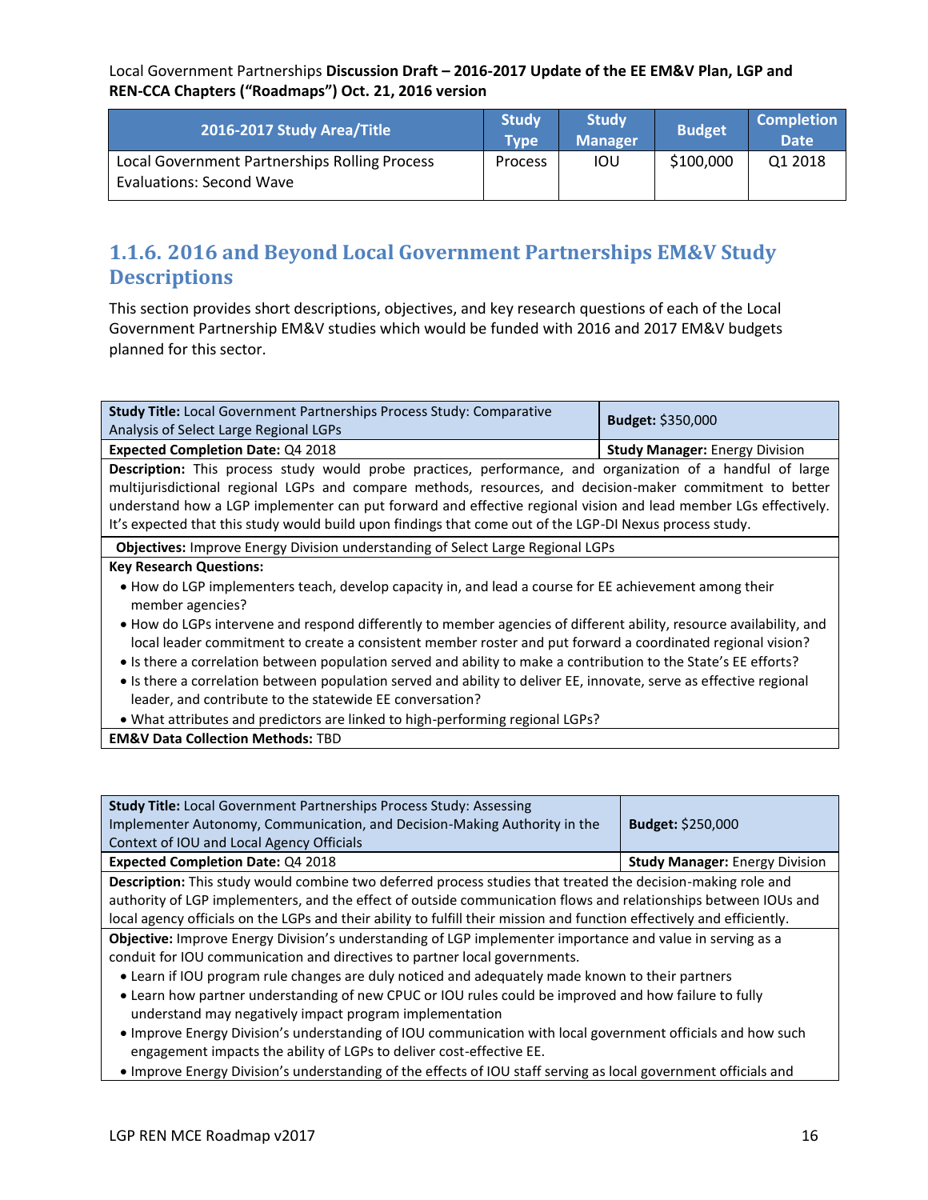| 2016-2017 Study Area/Title | Study Type | Study Manager | Budget | Completion Date |
|---|---|---|---|---|
| Local Government Partnerships Rolling Process Evaluations: Second Wave | Process | IOU | \$100,000 | Q1 2018 |

### 1.1.6. 2016 and Beyond Local Government Partnerships EM&V Study Descriptions

This section provides short descriptions, objectives, and key research questions of each of the Local Government Partnership EM&V studies which would be funded with 2016 and 2017 EM&V budgets planned for this sector.

| **Study Title:** Local Government Partnerships Process Study: Comparative Analysis of Select Large Regional LGPs | **Budget:** \$350,000 |
|---|---|
| **Expected Completion Date:** Q4 2018 | **Study Manager:** Energy Division |

**Description:** This process study would probe practices, performance, and organization of a handful of large multijurisdictional regional LGPs and compare methods, resources, and decision-maker commitment to better understand how a LGP implementer can put forward and effective regional vision and lead member LGs effectively. It's expected that this study would build upon findings that come out of the LGP-DI Nexus process study.

**Objectives:** Improve Energy Division understanding of Select Large Regional LGPs

**Key Research Questions:**

- How do LGP implementers teach, develop capacity in, and lead a course for EE achievement among their member agencies?
- How do LGPs intervene and respond differently to member agencies of different ability, resource availability, and local leader commitment to create a consistent member roster and put forward a coordinated regional vision?
- Is there a correlation between population served and ability to make a contribution to the State's EE efforts?
- Is there a correlation between population served and ability to deliver EE, innovate, serve as effective regional leader, and contribute to the statewide EE conversation?
- What attributes and predictors are linked to high-performing regional LGPs?

**EM&V Data Collection Methods:** TBD

| **Study Title:** Local Government Partnerships Process Study: Assessing Implementer Autonomy, Communication, and Decision-Making Authority in the Context of IOU and Local Agency Officials | **Budget:** \$250,000 |
|---|---|
| **Expected Completion Date:** Q4 2018 | **Study Manager:** Energy Division |

**Description:** This study would combine two deferred process studies that treated the decision-making role and authority of LGP implementers, and the effect of outside communication flows and relationships between IOUs and local agency officials on the LGPs and their ability to fulfill their mission and function effectively and efficiently.

**Objective:** Improve Energy Division's understanding of LGP implementer importance and value in serving as a conduit for IOU communication and directives to partner local governments.

- Learn if IOU program rule changes are duly noticed and adequately made known to their partners
- Learn how partner understanding of new CPUC or IOU rules could be improved and how failure to fully understand may negatively impact program implementation
- Improve Energy Division's understanding of IOU communication with local government officials and how such engagement impacts the ability of LGPs to deliver cost-effective EE.
- Improve Energy Division's understanding of the effects of IOU staff serving as local government officials and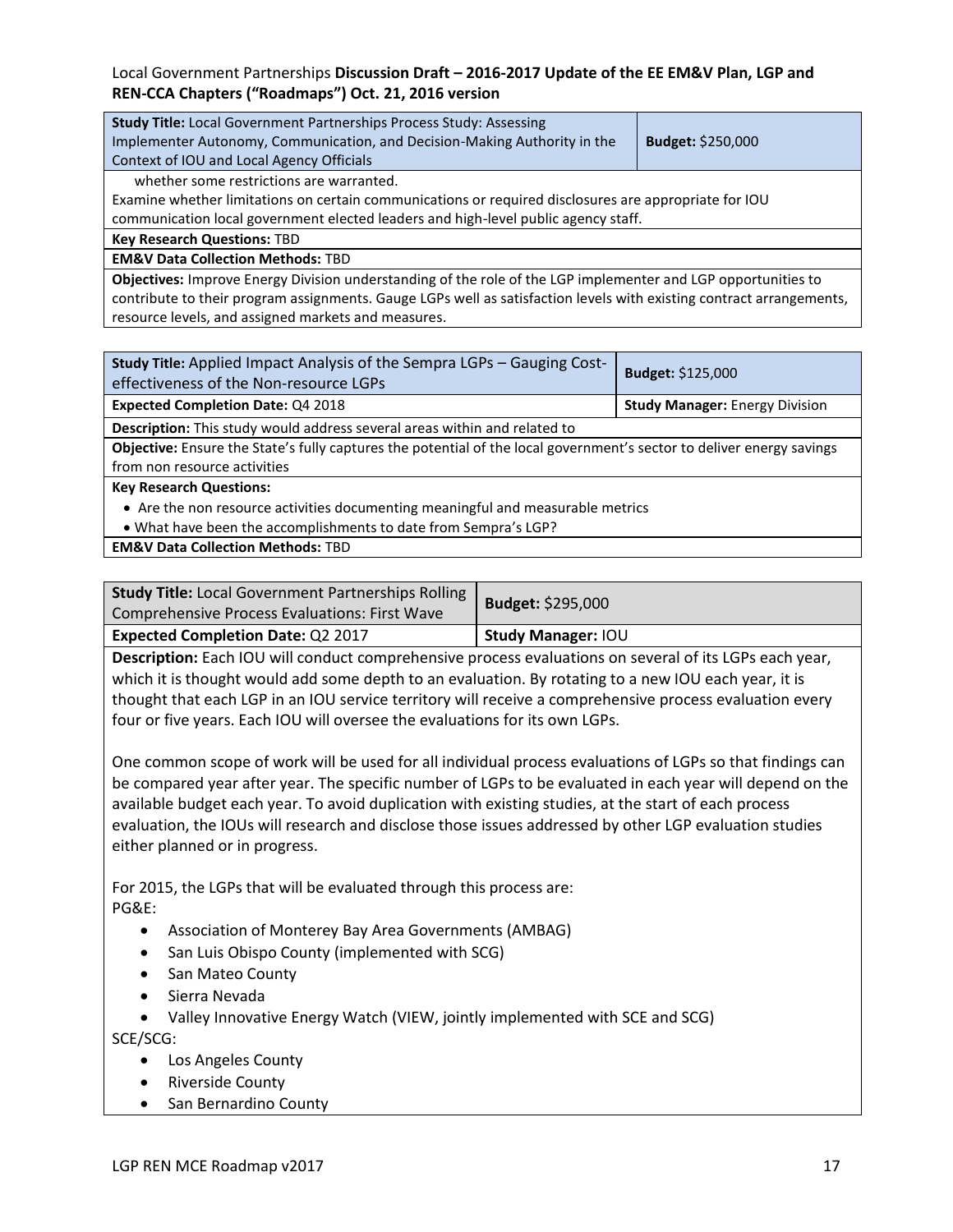Local Government Partnerships **Discussion Draft – 2016-2017 Update of the EE EM&V Plan, LGP and REN-CCA Chapters ("Roadmaps") Oct. 21, 2016 version**

| **Study Title:** Local Government Partnerships Process Study: Assessing Implementer Autonomy, Communication, and Decision-Making Authority in the Context of IOU and Local Agency Officials | **Budget:** $250,000 |
|---|---|
| whether some restrictions are warranted. Examine whether limitations on certain communications or required disclosures are appropriate for IOU communication local government elected leaders and high-level public agency staff. | |
| **Key Research Questions:** TBD | |
| **EM&V Data Collection Methods:** TBD | |
| **Objectives:** Improve Energy Division understanding of the role of the LGP implementer and LGP opportunities to contribute to their program assignments. Gauge LGPs well as satisfaction levels with existing contract arrangements, resource levels, and assigned markets and measures. | |

| **Study Title:** Applied Impact Analysis of the Sempra LGPs – Gauging Cost-effectiveness of the Non-resource LGPs | **Budget:** $125,000 |
|---|---|
| **Expected Completion Date:** Q4 2018 | **Study Manager:** Energy Division |
| **Description:** This study would address several areas within and related to | |
| **Objective:** Ensure the State's fully captures the potential of the local government's sector to deliver energy savings from non resource activities | |
| **Key Research Questions:**<br>• Are the non resource activities documenting meaningful and measurable metrics<br>• What have been the accomplishments to date from Sempra's LGP? | |
| **EM&V Data Collection Methods:** TBD | |

| **Study Title:** Local Government Partnerships Rolling Comprehensive Process Evaluations: First Wave | **Budget:** $295,000 |
|---|---|
| **Expected Completion Date:** Q2 2017 | **Study Manager:** IOU |
| **Description:** Each IOU will conduct comprehensive process evaluations on several of its LGPs each year, which it is thought would add some depth to an evaluation. By rotating to a new IOU each year, it is thought that each LGP in an IOU service territory will receive a comprehensive process evaluation every four or five years. Each IOU will oversee the evaluations for its own LGPs.<br><br>One common scope of work will be used for all individual process evaluations of LGPs so that findings can be compared year after year. The specific number of LGPs to be evaluated in each year will depend on the available budget each year. To avoid duplication with existing studies, at the start of each process evaluation, the IOUs will research and disclose those issues addressed by other LGP evaluation studies either planned or in progress.<br><br>For 2015, the LGPs that will be evaluated through this process are:<br>PG&E:<br>• Association of Monterey Bay Area Governments (AMBAG)<br>• San Luis Obispo County (implemented with SCG)<br>• San Mateo County<br>• Sierra Nevada<br>• Valley Innovative Energy Watch (VIEW, jointly implemented with SCE and SCG)<br>SCE/SCG:<br>• Los Angeles County<br>• Riverside County<br>• San Bernardino County | |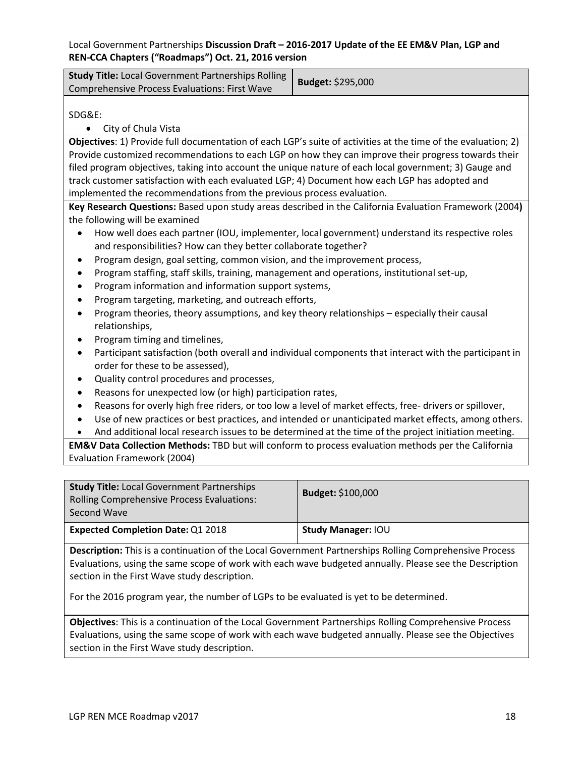| **Study Title:** Local Government Partnerships Rolling Comprehensive Process Evaluations: First Wave | **Budget:** $295,000 |
|---|---|

SDG&E:

- City of Chula Vista

**Objectives**: 1) Provide full documentation of each LGP's suite of activities at the time of the evaluation; 2) Provide customized recommendations to each LGP on how they can improve their progress towards their filed program objectives, taking into account the unique nature of each local government; 3) Gauge and track customer satisfaction with each evaluated LGP; 4) Document how each LGP has adopted and implemented the recommendations from the previous process evaluation.

**Key Research Questions:** Based upon study areas described in the California Evaluation Framework (2004**)** the following will be examined

- How well does each partner (IOU, implementer, local government) understand its respective roles and responsibilities? How can they better collaborate together?
- Program design, goal setting, common vision, and the improvement process,
- Program staffing, staff skills, training, management and operations, institutional set-up,
- Program information and information support systems,
- Program targeting, marketing, and outreach efforts,
- Program theories, theory assumptions, and key theory relationships – especially their causal relationships,
- Program timing and timelines,
- Participant satisfaction (both overall and individual components that interact with the participant in order for these to be assessed),
- Quality control procedures and processes,
- Reasons for unexpected low (or high) participation rates,
- Reasons for overly high free riders, or too low a level of market effects, free- drivers or spillover,
- Use of new practices or best practices, and intended or unanticipated market effects, among others.
- And additional local research issues to be determined at the time of the project initiation meeting.

**EM&V Data Collection Methods:** TBD but will conform to process evaluation methods per the California Evaluation Framework (2004)

| **Study Title:** Local Government Partnerships Rolling Comprehensive Process Evaluations: Second Wave | **Budget:** $100,000 |
|---|---|
| **Expected Completion Date:** Q1 2018 | **Study Manager:** IOU |

**Description:** This is a continuation of the Local Government Partnerships Rolling Comprehensive Process Evaluations, using the same scope of work with each wave budgeted annually. Please see the Description section in the First Wave study description.

For the 2016 program year, the number of LGPs to be evaluated is yet to be determined.

**Objectives**: This is a continuation of the Local Government Partnerships Rolling Comprehensive Process Evaluations, using the same scope of work with each wave budgeted annually. Please see the Objectives section in the First Wave study description.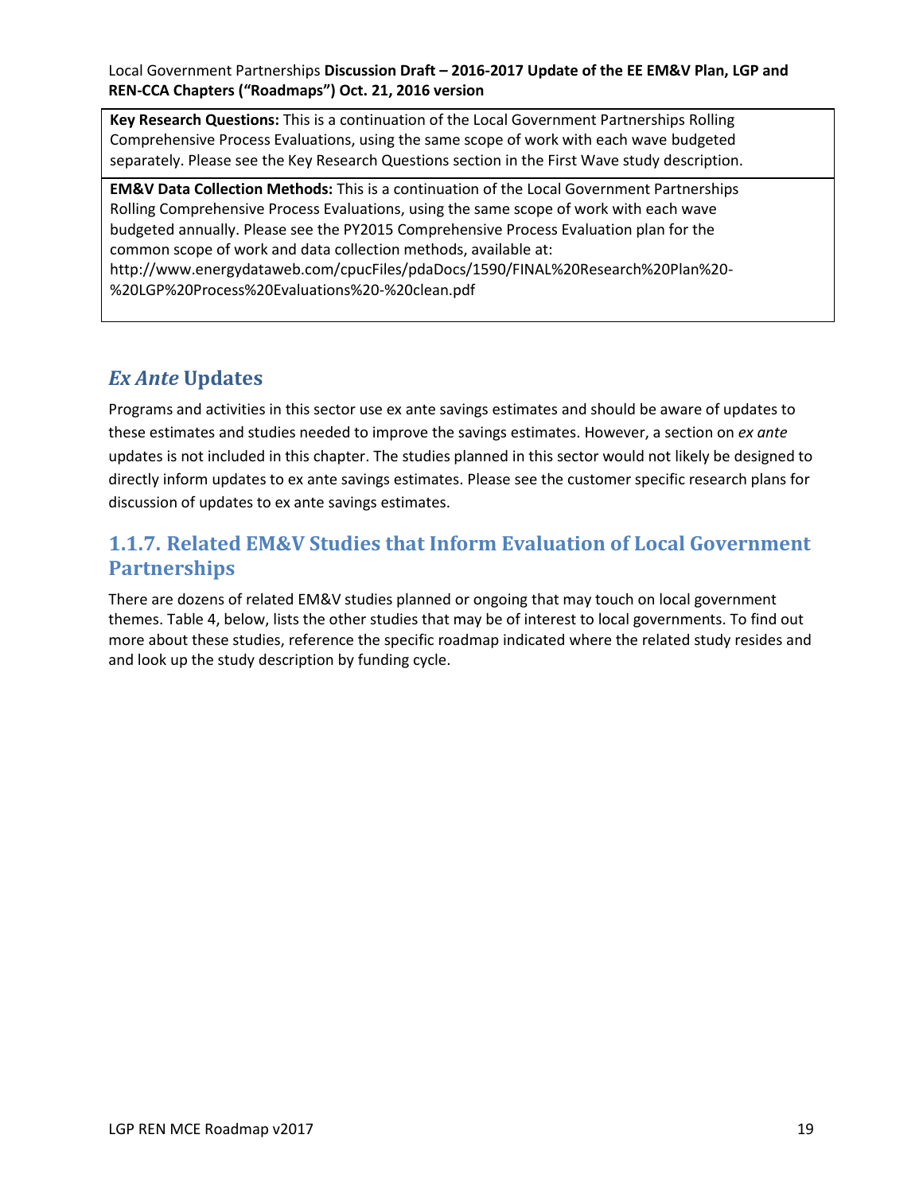| **Key Research Questions:** This is a continuation of the Local Government Partnerships Rolling Comprehensive Process Evaluations, using the same scope of work with each wave budgeted separately. Please see the Key Research Questions section in the First Wave study description. |
| --- |
| **EM&V Data Collection Methods:** This is a continuation of the Local Government Partnerships Rolling Comprehensive Process Evaluations, using the same scope of work with each wave budgeted annually. Please see the PY2015 Comprehensive Process Evaluation plan for the common scope of work and data collection methods, available at: http://www.energydataweb.com/cpucFiles/pdaDocs/1590/FINAL%20Research%20Plan%20-%20LGP%20Process%20Evaluations%20-%20clean.pdf |

## *Ex Ante* Updates

Programs and activities in this sector use ex ante savings estimates and should be aware of updates to these estimates and studies needed to improve the savings estimates. However, a section on *ex ante* updates is not included in this chapter. The studies planned in this sector would not likely be designed to directly inform updates to ex ante savings estimates. Please see the customer specific research plans for discussion of updates to ex ante savings estimates.

## 1.1.7. Related EM&V Studies that Inform Evaluation of Local Government Partnerships

There are dozens of related EM&V studies planned or ongoing that may touch on local government themes. Table 4, below, lists the other studies that may be of interest to local governments. To find out more about these studies, reference the specific roadmap indicated where the related study resides and and look up the study description by funding cycle.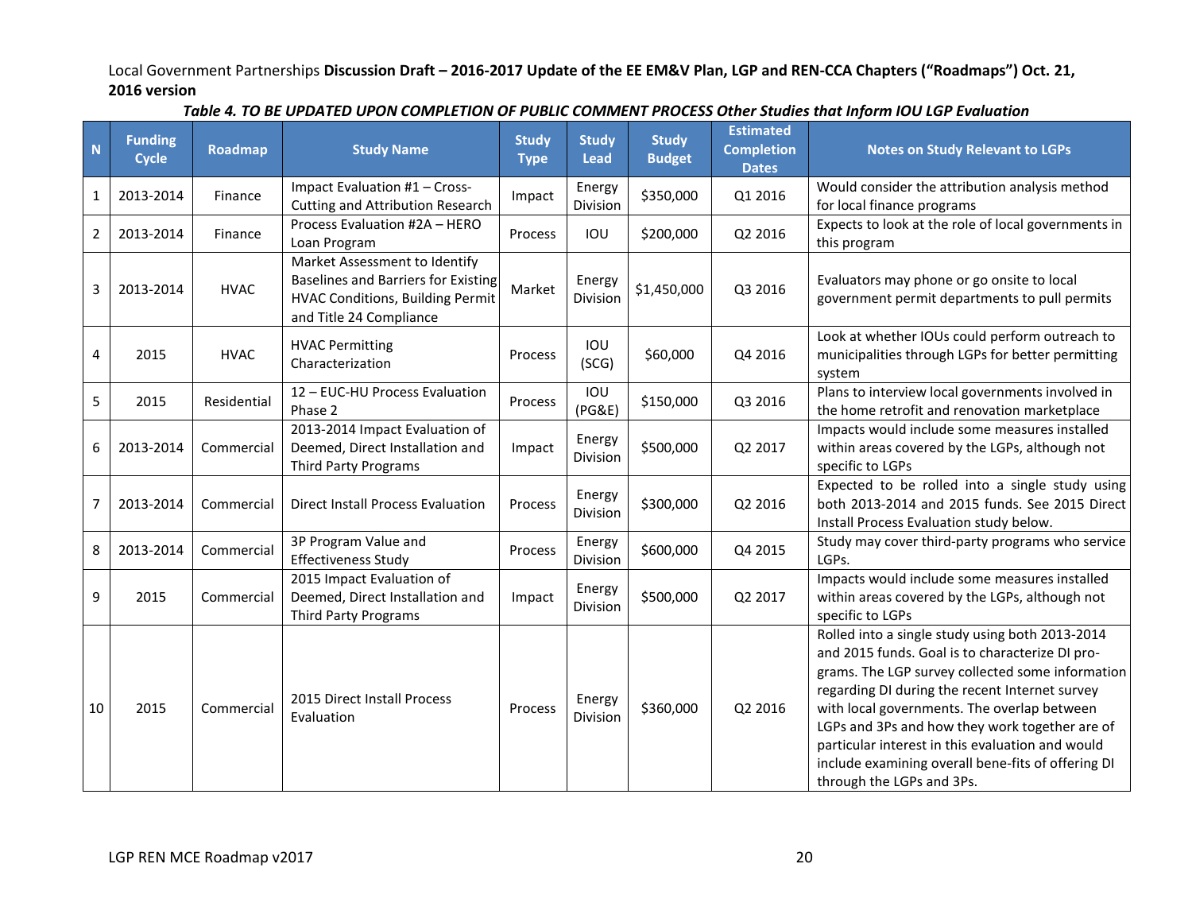Local Government Partnerships **Discussion Draft – 2016-2017 Update of the EE EM&V Plan, LGP and REN-CCA Chapters ("Roadmaps") Oct. 21, 2016 version**

***Table 4. TO BE UPDATED UPON COMPLETION OF PUBLIC COMMENT PROCESS Other Studies that Inform IOU LGP Evaluation***

| N | Funding Cycle | Roadmap | Study Name | Study Type | Study Lead | Study Budget | Estimated Completion Dates | Notes on Study Relevant to LGPs |
|---|---|---|---|---|---|---|---|---|
| 1 | 2013-2014 | Finance | Impact Evaluation #1 – Cross-Cutting and Attribution Research | Impact | Energy Division | $350,000 | Q1 2016 | Would consider the attribution analysis method for local finance programs |
| 2 | 2013-2014 | Finance | Process Evaluation #2A – HERO Loan Program | Process | IOU | $200,000 | Q2 2016 | Expects to look at the role of local governments in this program |
| 3 | 2013-2014 | HVAC | Market Assessment to Identify Baselines and Barriers for Existing HVAC Conditions, Building Permit and Title 24 Compliance | Market | Energy Division | $1,450,000 | Q3 2016 | Evaluators may phone or go onsite to local government permit departments to pull permits |
| 4 | 2015 | HVAC | HVAC Permitting Characterization | Process | IOU (SCG) | $60,000 | Q4 2016 | Look at whether IOUs could perform outreach to municipalities through LGPs for better permitting system |
| 5 | 2015 | Residential | 12 – EUC-HU Process Evaluation Phase 2 | Process | IOU (PG&E) | $150,000 | Q3 2016 | Plans to interview local governments involved in the home retrofit and renovation marketplace |
| 6 | 2013-2014 | Commercial | 2013-2014 Impact Evaluation of Deemed, Direct Installation and Third Party Programs | Impact | Energy Division | $500,000 | Q2 2017 | Impacts would include some measures installed within areas covered by the LGPs, although not specific to LGPs |
| 7 | 2013-2014 | Commercial | Direct Install Process Evaluation | Process | Energy Division | $300,000 | Q2 2016 | Expected to be rolled into a single study using both 2013-2014 and 2015 funds. See 2015 Direct Install Process Evaluation study below. |
| 8 | 2013-2014 | Commercial | 3P Program Value and Effectiveness Study | Process | Energy Division | $600,000 | Q4 2015 | Study may cover third-party programs who service LGPs. |
| 9 | 2015 | Commercial | 2015 Impact Evaluation of Deemed, Direct Installation and Third Party Programs | Impact | Energy Division | $500,000 | Q2 2017 | Impacts would include some measures installed within areas covered by the LGPs, although not specific to LGPs |
| 10 | 2015 | Commercial | 2015 Direct Install Process Evaluation | Process | Energy Division | $360,000 | Q2 2016 | Rolled into a single study using both 2013-2014 and 2015 funds. Goal is to characterize DI pro-grams. The LGP survey collected some information regarding DI during the recent Internet survey with local governments. The overlap between LGPs and 3Ps and how they work together are of particular interest in this evaluation and would include examining overall bene-fits of offering DI through the LGPs and 3Ps. |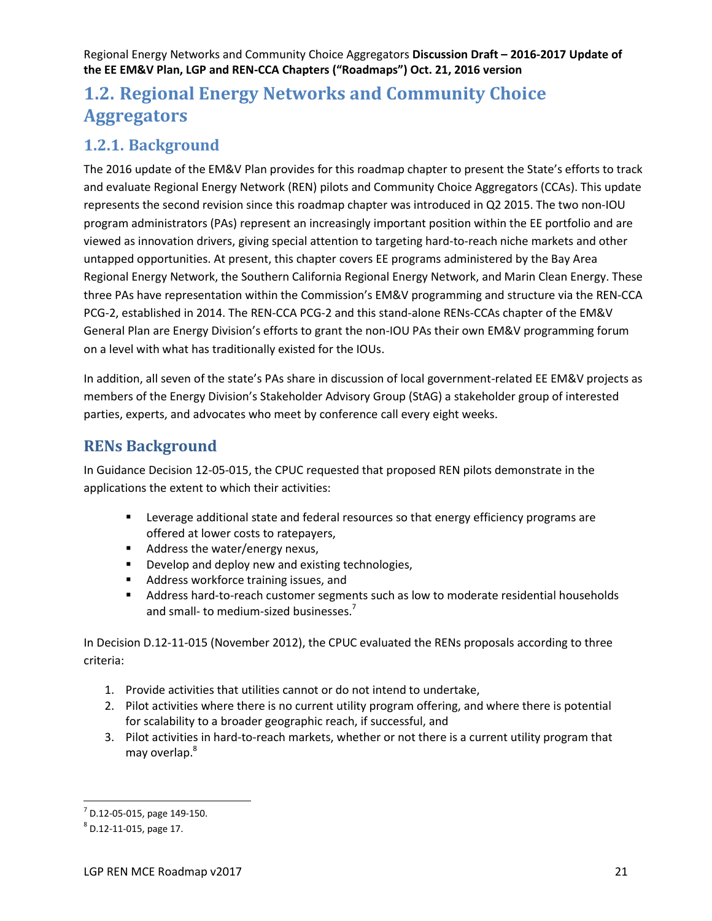## 1.2. Regional Energy Networks and Community Choice Aggregators

### 1.2.1. Background

The 2016 update of the EM&V Plan provides for this roadmap chapter to present the State's efforts to track and evaluate Regional Energy Network (REN) pilots and Community Choice Aggregators (CCAs). This update represents the second revision since this roadmap chapter was introduced in Q2 2015. The two non-IOU program administrators (PAs) represent an increasingly important position within the EE portfolio and are viewed as innovation drivers, giving special attention to targeting hard-to-reach niche markets and other untapped opportunities. At present, this chapter covers EE programs administered by the Bay Area Regional Energy Network, the Southern California Regional Energy Network, and Marin Clean Energy. These three PAs have representation within the Commission's EM&V programming and structure via the REN-CCA PCG-2, established in 2014. The REN-CCA PCG-2 and this stand-alone RENs-CCAs chapter of the EM&V General Plan are Energy Division's efforts to grant the non-IOU PAs their own EM&V programming forum on a level with what has traditionally existed for the IOUs.

In addition, all seven of the state's PAs share in discussion of local government-related EE EM&V projects as members of the Energy Division's Stakeholder Advisory Group (StAG) a stakeholder group of interested parties, experts, and advocates who meet by conference call every eight weeks.

### RENs Background

In Guidance Decision 12-05-015, the CPUC requested that proposed REN pilots demonstrate in the applications the extent to which their activities:

- Leverage additional state and federal resources so that energy efficiency programs are offered at lower costs to ratepayers,
- Address the water/energy nexus,
- Develop and deploy new and existing technologies,
- Address workforce training issues, and
- Address hard-to-reach customer segments such as low to moderate residential households and small- to medium-sized businesses.[7]

In Decision D.12-11-015 (November 2012), the CPUC evaluated the RENs proposals according to three criteria:

1. Provide activities that utilities cannot or do not intend to undertake,
2. Pilot activities where there is no current utility program offering, and where there is potential for scalability to a broader geographic reach, if successful, and
3. Pilot activities in hard-to-reach markets, whether or not there is a current utility program that may overlap.[8]

---

[7] D.12-05-015, page 149-150.

[8] D.12-11-015, page 17.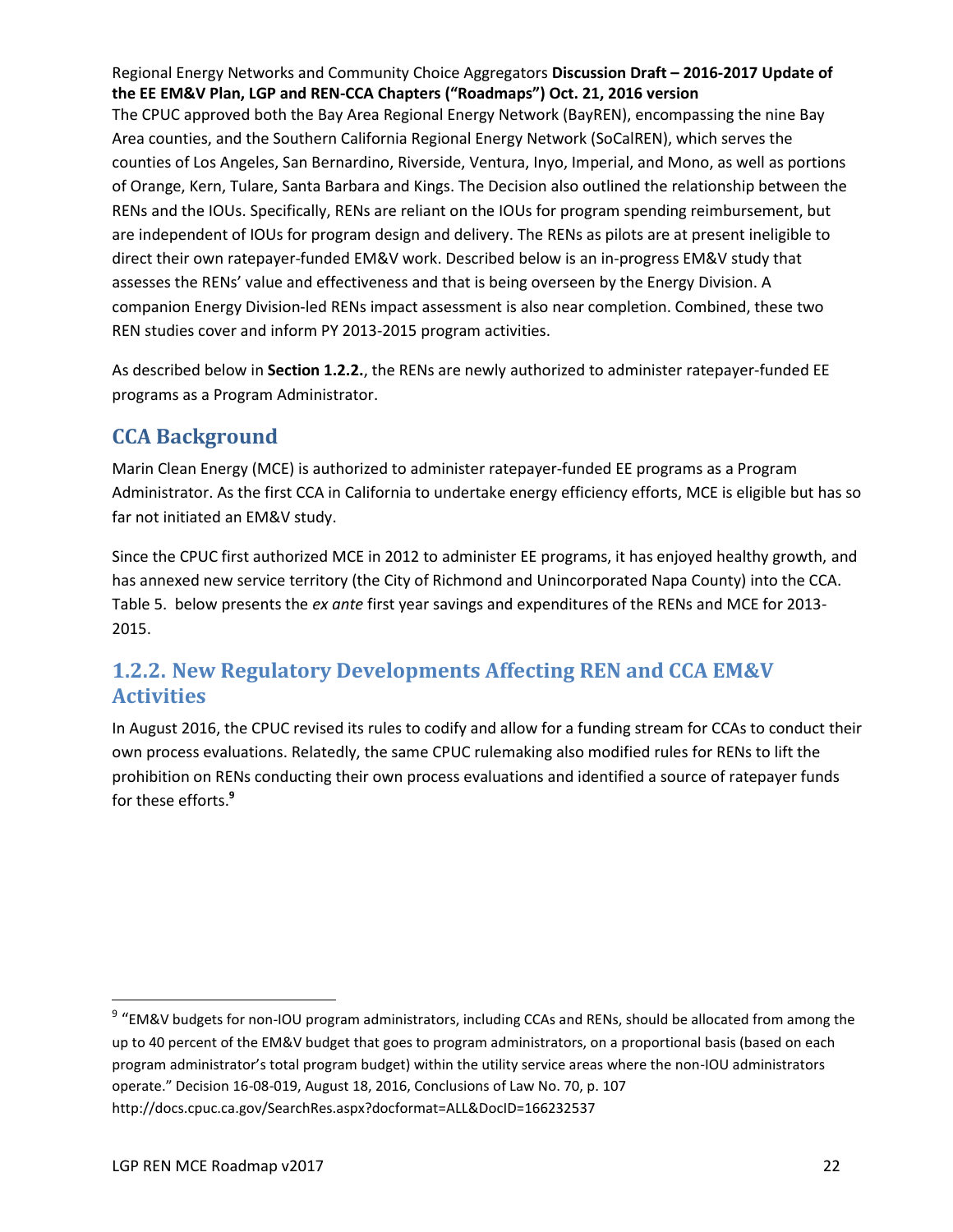The CPUC approved both the Bay Area Regional Energy Network (BayREN), encompassing the nine Bay Area counties, and the Southern California Regional Energy Network (SoCalREN), which serves the counties of Los Angeles, San Bernardino, Riverside, Ventura, Inyo, Imperial, and Mono, as well as portions of Orange, Kern, Tulare, Santa Barbara and Kings. The Decision also outlined the relationship between the RENs and the IOUs. Specifically, RENs are reliant on the IOUs for program spending reimbursement, but are independent of IOUs for program design and delivery. The RENs as pilots are at present ineligible to direct their own ratepayer-funded EM&V work. Described below is an in-progress EM&V study that assesses the RENs' value and effectiveness and that is being overseen by the Energy Division. A companion Energy Division-led RENs impact assessment is also near completion. Combined, these two REN studies cover and inform PY 2013-2015 program activities.

As described below in **Section 1.2.2.**, the RENs are newly authorized to administer ratepayer-funded EE programs as a Program Administrator.

## CCA Background

Marin Clean Energy (MCE) is authorized to administer ratepayer-funded EE programs as a Program Administrator. As the first CCA in California to undertake energy efficiency efforts, MCE is eligible but has so far not initiated an EM&V study.

Since the CPUC first authorized MCE in 2012 to administer EE programs, it has enjoyed healthy growth, and has annexed new service territory (the City of Richmond and Unincorporated Napa County) into the CCA. Table 5. below presents the *ex ante* first year savings and expenditures of the RENs and MCE for 2013-2015.

## 1.2.2. New Regulatory Developments Affecting REN and CCA EM&V Activities

In August 2016, the CPUC revised its rules to codify and allow for a funding stream for CCAs to conduct their own process evaluations. Relatedly, the same CPUC rulemaking also modified rules for RENs to lift the prohibition on RENs conducting their own process evaluations and identified a source of ratepayer funds for these efforts.[9]

---

[9] "EM&V budgets for non-IOU program administrators, including CCAs and RENs, should be allocated from among the up to 40 percent of the EM&V budget that goes to program administrators, on a proportional basis (based on each program administrator's total program budget) within the utility service areas where the non-IOU administrators operate." Decision 16-08-019, August 18, 2016, Conclusions of Law No. 70, p. 107 http://docs.cpuc.ca.gov/SearchRes.aspx?docformat=ALL&DocID=166232537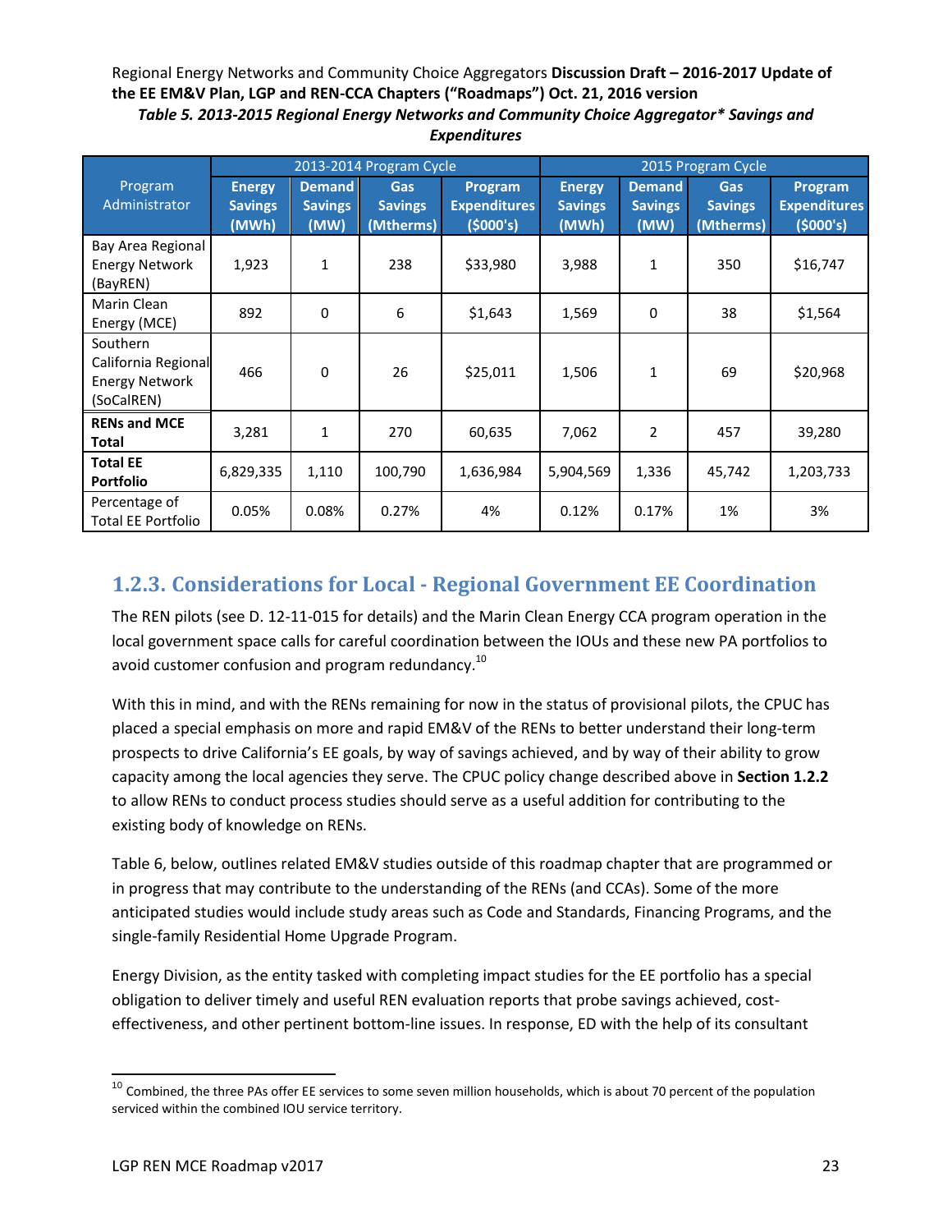*Table 5. 2013-2015 Regional Energy Networks and Community Choice Aggregator\* Savings and Expenditures*

| Program Administrator | 2013-2014 Program Cycle | | | | 2015 Program Cycle | | | |
|---|---|---|---|---|---|---|---|---|
| | **Energy Savings (MWh)** | **Demand Savings (MW)** | **Gas Savings (Mtherms)** | **Program Expenditures ($000's)** | **Energy Savings (MWh)** | **Demand Savings (MW)** | **Gas Savings (Mtherms)** | **Program Expenditures ($000's)** |
| Bay Area Regional Energy Network (BayREN) | 1,923 | 1 | 238 | $33,980 | 3,988 | 1 | 350 | $16,747 |
| Marin Clean Energy (MCE) | 892 | 0 | 6 | $1,643 | 1,569 | 0 | 38 | $1,564 |
| Southern California Regional Energy Network (SoCalREN) | 466 | 0 | 26 | $25,011 | 1,506 | 1 | 69 | $20,968 |
| **RENs and MCE Total** | 3,281 | 1 | 270 | 60,635 | 7,062 | 2 | 457 | 39,280 |
| **Total EE Portfolio** | 6,829,335 | 1,110 | 100,790 | 1,636,984 | 5,904,569 | 1,336 | 45,742 | 1,203,733 |
| Percentage of Total EE Portfolio | 0.05% | 0.08% | 0.27% | 4% | 0.12% | 0.17% | 1% | 3% |

## 1.2.3. Considerations for Local - Regional Government EE Coordination

The REN pilots (see D. 12-11-015 for details) and the Marin Clean Energy CCA program operation in the local government space calls for careful coordination between the IOUs and these new PA portfolios to avoid customer confusion and program redundancy.[10]

With this in mind, and with the RENs remaining for now in the status of provisional pilots, the CPUC has placed a special emphasis on more and rapid EM&V of the RENs to better understand their long-term prospects to drive California's EE goals, by way of savings achieved, and by way of their ability to grow capacity among the local agencies they serve. The CPUC policy change described above in **Section 1.2.2** to allow RENs to conduct process studies should serve as a useful addition for contributing to the existing body of knowledge on RENs.

Table 6, below, outlines related EM&V studies outside of this roadmap chapter that are programmed or in progress that may contribute to the understanding of the RENs (and CCAs). Some of the more anticipated studies would include study areas such as Code and Standards, Financing Programs, and the single-family Residential Home Upgrade Program.

Energy Division, as the entity tasked with completing impact studies for the EE portfolio has a special obligation to deliver timely and useful REN evaluation reports that probe savings achieved, cost-effectiveness, and other pertinent bottom-line issues. In response, ED with the help of its consultant

[10] Combined, the three PAs offer EE services to some seven million households, which is about 70 percent of the population serviced within the combined IOU service territory.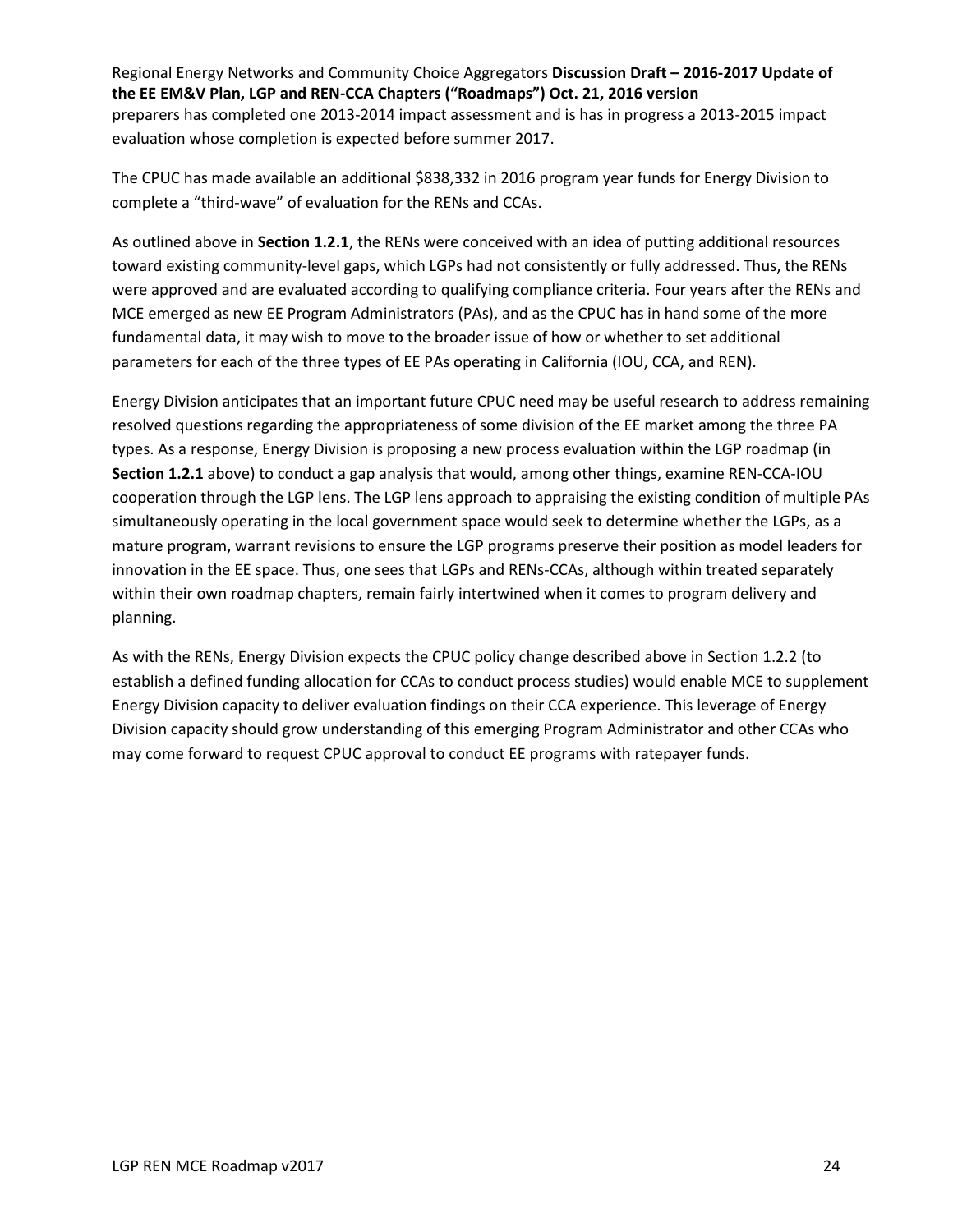preparers has completed one 2013-2014 impact assessment and is has in progress a 2013-2015 impact evaluation whose completion is expected before summer 2017.

The CPUC has made available an additional $838,332 in 2016 program year funds for Energy Division to complete a "third-wave" of evaluation for the RENs and CCAs.

As outlined above in **Section 1.2.1**, the RENs were conceived with an idea of putting additional resources toward existing community-level gaps, which LGPs had not consistently or fully addressed. Thus, the RENs were approved and are evaluated according to qualifying compliance criteria. Four years after the RENs and MCE emerged as new EE Program Administrators (PAs), and as the CPUC has in hand some of the more fundamental data, it may wish to move to the broader issue of how or whether to set additional parameters for each of the three types of EE PAs operating in California (IOU, CCA, and REN).

Energy Division anticipates that an important future CPUC need may be useful research to address remaining resolved questions regarding the appropriateness of some division of the EE market among the three PA types. As a response, Energy Division is proposing a new process evaluation within the LGP roadmap (in **Section 1.2.1** above) to conduct a gap analysis that would, among other things, examine REN-CCA-IOU cooperation through the LGP lens. The LGP lens approach to appraising the existing condition of multiple PAs simultaneously operating in the local government space would seek to determine whether the LGPs, as a mature program, warrant revisions to ensure the LGP programs preserve their position as model leaders for innovation in the EE space. Thus, one sees that LGPs and RENs-CCAs, although within treated separately within their own roadmap chapters, remain fairly intertwined when it comes to program delivery and planning.

As with the RENs, Energy Division expects the CPUC policy change described above in Section 1.2.2 (to establish a defined funding allocation for CCAs to conduct process studies) would enable MCE to supplement Energy Division capacity to deliver evaluation findings on their CCA experience. This leverage of Energy Division capacity should grow understanding of this emerging Program Administrator and other CCAs who may come forward to request CPUC approval to conduct EE programs with ratepayer funds.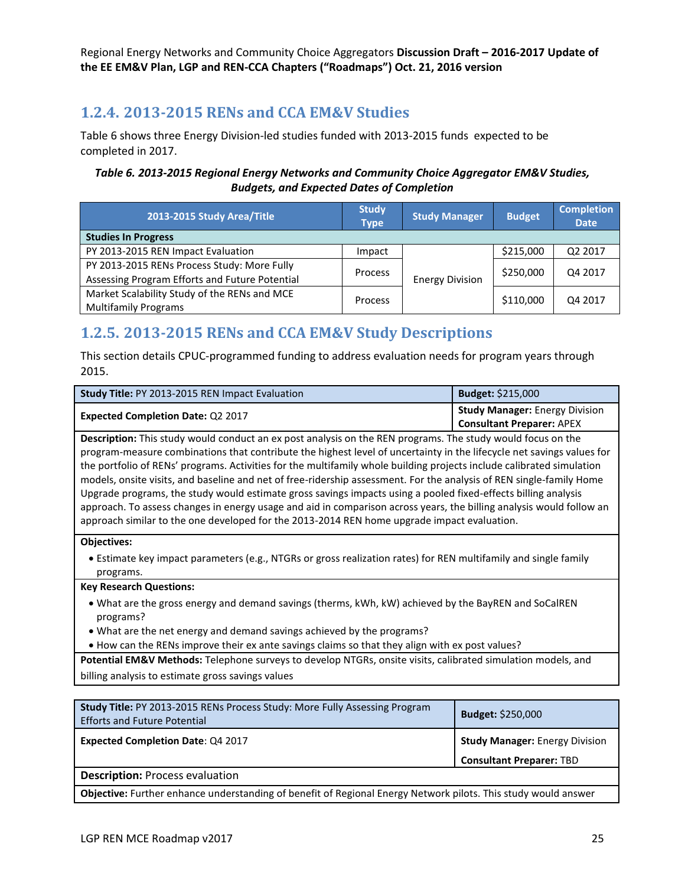## 1.2.4. 2013-2015 RENs and CCA EM&V Studies

Table 6 shows three Energy Division-led studies funded with 2013-2015 funds expected to be completed in 2017.

***Table 6. 2013-2015 Regional Energy Networks and Community Choice Aggregator EM&V Studies, Budgets, and Expected Dates of Completion***

| 2013-2015 Study Area/Title | Study Type | Study Manager | Budget | Completion Date |
|---|---|---|---|---|
| **Studies In Progress** | | | | |
| PY 2013-2015 REN Impact Evaluation | Impact | Energy Division | $215,000 | Q2 2017 |
| PY 2013-2015 RENs Process Study: More Fully Assessing Program Efforts and Future Potential | Process | Energy Division | $250,000 | Q4 2017 |
| Market Scalability Study of the RENs and MCE Multifamily Programs | Process | Energy Division | $110,000 | Q4 2017 |

## 1.2.5. 2013-2015 RENs and CCA EM&V Study Descriptions

This section details CPUC-programmed funding to address evaluation needs for program years through 2015.

| **Study Title:** PY 2013-2015 REN Impact Evaluation | **Budget:** $215,000 |
|---|---|
| **Expected Completion Date:** Q2 2017 | **Study Manager:** Energy Division<br>**Consultant Preparer:** APEX |

**Description:** This study would conduct an ex post analysis on the REN programs. The study would focus on the program-measure combinations that contribute the highest level of uncertainty in the lifecycle net savings values for the portfolio of RENs' programs. Activities for the multifamily whole building projects include calibrated simulation models, onsite visits, and baseline and net of free-ridership assessment. For the analysis of REN single-family Home Upgrade programs, the study would estimate gross savings impacts using a pooled fixed-effects billing analysis approach. To assess changes in energy usage and aid in comparison across years, the billing analysis would follow an approach similar to the one developed for the 2013-2014 REN home upgrade impact evaluation.

**Objectives:**

- Estimate key impact parameters (e.g., NTGRs or gross realization rates) for REN multifamily and single family programs.

**Key Research Questions:**

- What are the gross energy and demand savings (therms, kWh, kW) achieved by the BayREN and SoCalREN programs?
- What are the net energy and demand savings achieved by the programs?
- How can the RENs improve their ex ante savings claims so that they align with ex post values?

**Potential EM&V Methods:** Telephone surveys to develop NTGRs, onsite visits, calibrated simulation models, and billing analysis to estimate gross savings values

| **Study Title:** PY 2013-2015 RENs Process Study: More Fully Assessing Program Efforts and Future Potential | **Budget:** $250,000 |
|---|---|
| **Expected Completion Date**: Q4 2017 | **Study Manager:** Energy Division<br>**Consultant Preparer:** TBD |

**Description:** Process evaluation

**Objective:** Further enhance understanding of benefit of Regional Energy Network pilots. This study would answer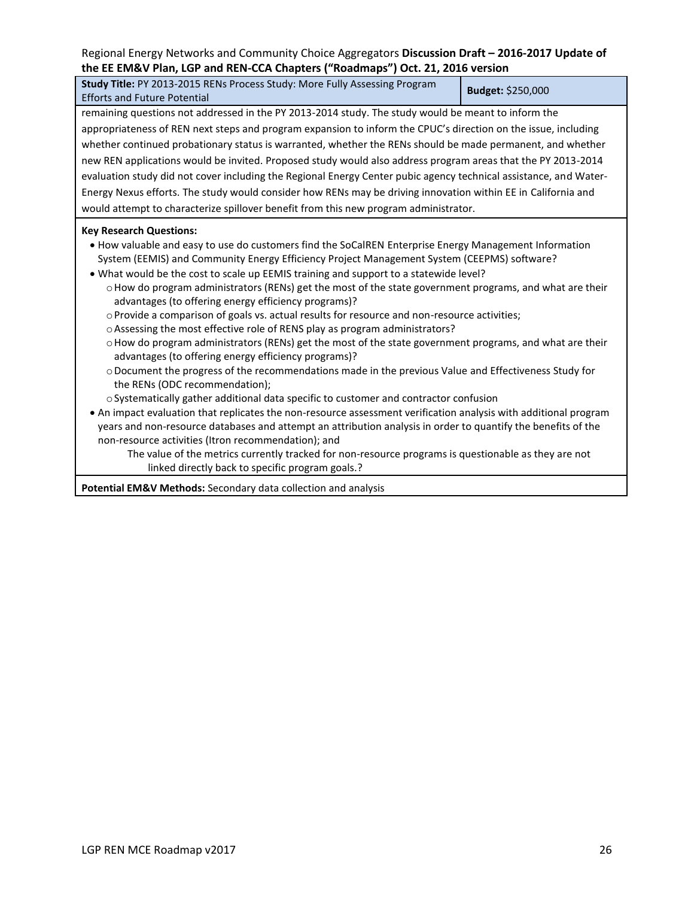| **Study Title:** PY 2013-2015 RENs Process Study: More Fully Assessing Program Efforts and Future Potential | **Budget:** $250,000 |
|---|---|
| remaining questions not addressed in the PY 2013-2014 study. The study would be meant to inform the appropriateness of REN next steps and program expansion to inform the CPUC's direction on the issue, including whether continued probationary status is warranted, whether the RENs should be made permanent, and whether new REN applications would be invited. Proposed study would also address program areas that the PY 2013-2014 evaluation study did not cover including the Regional Energy Center pubic agency technical assistance, and Water-Energy Nexus efforts. The study would consider how RENs may be driving innovation within EE in California and would attempt to characterize spillover benefit from this new program administrator. | |

**Key Research Questions:**

- How valuable and easy to use do customers find the SoCalREN Enterprise Energy Management Information System (EEMIS) and Community Energy Efficiency Project Management System (CEEPMS) software?
- What would be the cost to scale up EEMIS training and support to a statewide level?
  - How do program administrators (RENs) get the most of the state government programs, and what are their advantages (to offering energy efficiency programs)?
  - Provide a comparison of goals vs. actual results for resource and non-resource activities;
  - Assessing the most effective role of RENS play as program administrators?
  - How do program administrators (RENs) get the most of the state government programs, and what are their advantages (to offering energy efficiency programs)?
  - Document the progress of the recommendations made in the previous Value and Effectiveness Study for the RENs (ODC recommendation);
  - Systematically gather additional data specific to customer and contractor confusion
- An impact evaluation that replicates the non-resource assessment verification analysis with additional program years and non-resource databases and attempt an attribution analysis in order to quantify the benefits of the non-resource activities (Itron recommendation); and

  The value of the metrics currently tracked for non-resource programs is questionable as they are not linked directly back to specific program goals.?

**Potential EM&V Methods:** Secondary data collection and analysis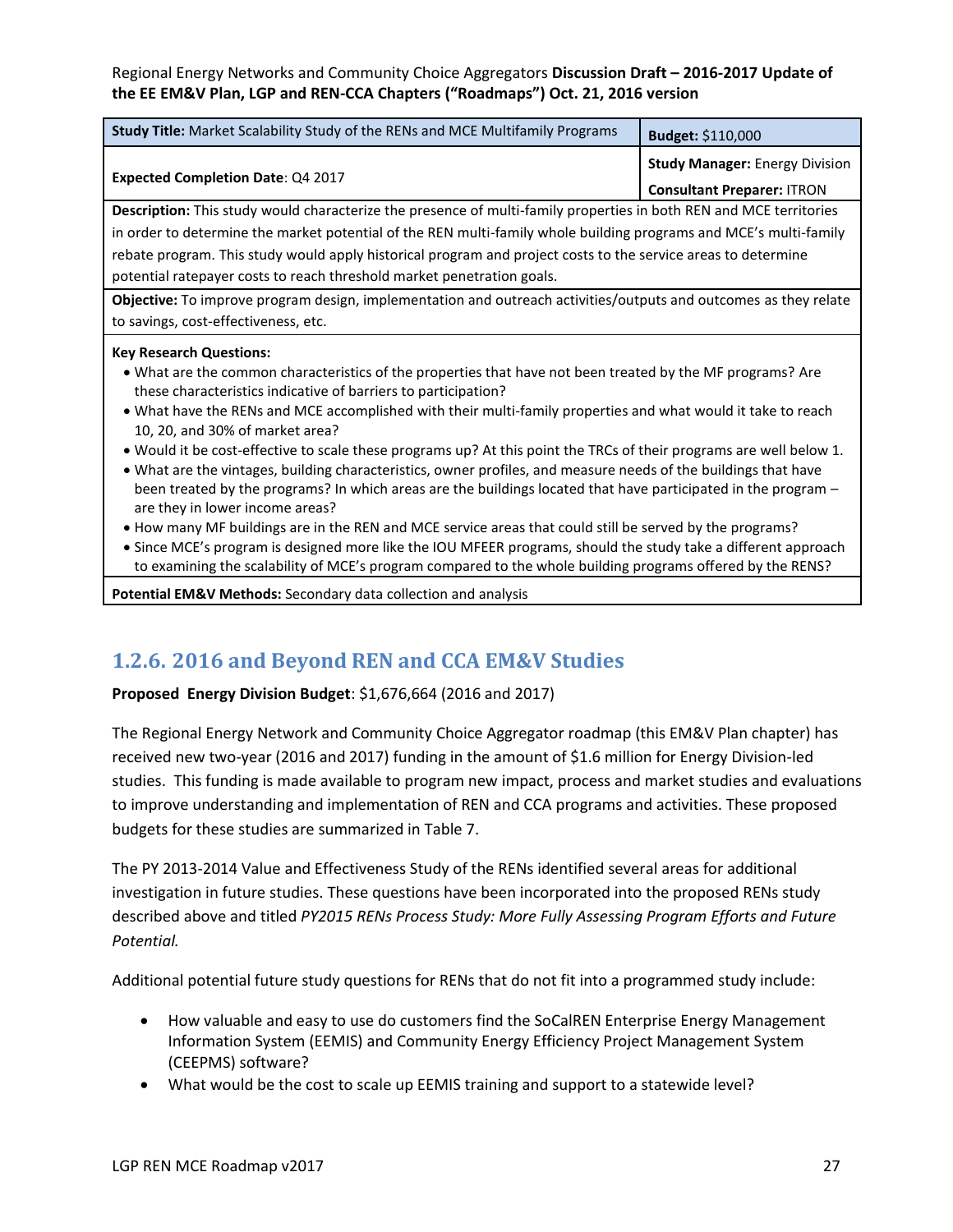| Study Title: Market Scalability Study of the RENs and MCE Multifamily Programs | Budget: $110,000 |
|---|---|
| Expected Completion Date: Q4 2017 | Study Manager: Energy Division<br>Consultant Preparer: ITRON |
| **Description:** This study would characterize the presence of multi-family properties in both REN and MCE territories in order to determine the market potential of the REN multi-family whole building programs and MCE's multi-family rebate program. This study would apply historical program and project costs to the service areas to determine potential ratepayer costs to reach threshold market penetration goals. | |
| **Objective:** To improve program design, implementation and outreach activities/outputs and outcomes as they relate to savings, cost-effectiveness, etc. | |
| **Key Research Questions:**<br>• What are the common characteristics of the properties that have not been treated by the MF programs? Are these characteristics indicative of barriers to participation?<br>• What have the RENs and MCE accomplished with their multi-family properties and what would it take to reach 10, 20, and 30% of market area?<br>• Would it be cost-effective to scale these programs up? At this point the TRCs of their programs are well below 1.<br>• What are the vintages, building characteristics, owner profiles, and measure needs of the buildings that have been treated by the programs? In which areas are the buildings located that have participated in the program – are they in lower income areas?<br>• How many MF buildings are in the REN and MCE service areas that could still be served by the programs?<br>• Since MCE's program is designed more like the IOU MFEER programs, should the study take a different approach to examining the scalability of MCE's program compared to the whole building programs offered by the RENS? | |
| **Potential EM&V Methods:** Secondary data collection and analysis | |

## 1.2.6. 2016 and Beyond REN and CCA EM&V Studies

**Proposed Energy Division Budget**: $1,676,664 (2016 and 2017)

The Regional Energy Network and Community Choice Aggregator roadmap (this EM&V Plan chapter) has received new two-year (2016 and 2017) funding in the amount of $1.6 million for Energy Division-led studies. This funding is made available to program new impact, process and market studies and evaluations to improve understanding and implementation of REN and CCA programs and activities. These proposed budgets for these studies are summarized in Table 7.

The PY 2013-2014 Value and Effectiveness Study of the RENs identified several areas for additional investigation in future studies. These questions have been incorporated into the proposed RENs study described above and titled *PY2015 RENs Process Study: More Fully Assessing Program Efforts and Future Potential.*

Additional potential future study questions for RENs that do not fit into a programmed study include:

- How valuable and easy to use do customers find the SoCalREN Enterprise Energy Management Information System (EEMIS) and Community Energy Efficiency Project Management System (CEEPMS) software?
- What would be the cost to scale up EEMIS training and support to a statewide level?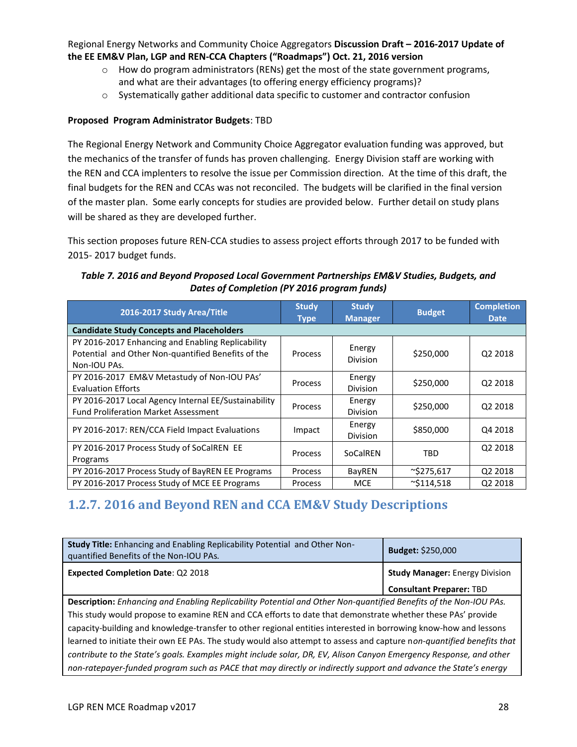Regional Energy Networks and Community Choice Aggregators **Discussion Draft – 2016-2017 Update of the EE EM&V Plan, LGP and REN-CCA Chapters ("Roadmaps") Oct. 21, 2016 version**

- How do program administrators (RENs) get the most of the state government programs, and what are their advantages (to offering energy efficiency programs)?
- Systematically gather additional data specific to customer and contractor confusion

**Proposed Program Administrator Budgets**: TBD

The Regional Energy Network and Community Choice Aggregator evaluation funding was approved, but the mechanics of the transfer of funds has proven challenging. Energy Division staff are working with the REN and CCA implenters to resolve the issue per Commission direction. At the time of this draft, the final budgets for the REN and CCAs was not reconciled. The budgets will be clarified in the final version of the master plan. Some early concepts for studies are provided below. Further detail on study plans will be shared as they are developed further.

This section proposes future REN-CCA studies to assess project efforts through 2017 to be funded with 2015- 2017 budget funds.

***Table 7. 2016 and Beyond Proposed Local Government Partnerships EM&V Studies, Budgets, and Dates of Completion (PY 2016 program funds)***

| 2016-2017 Study Area/Title | Study Type | Study Manager | Budget | Completion Date |
|---|---|---|---|---|
| **Candidate Study Concepts and Placeholders** | | | | |
| PY 2016-2017 Enhancing and Enabling Replicability Potential and Other Non-quantified Benefits of the Non-IOU PAs. | Process | Energy Division | $250,000 | Q2 2018 |
| PY 2016-2017 EM&V Metastudy of Non-IOU PAs' Evaluation Efforts | Process | Energy Division | $250,000 | Q2 2018 |
| PY 2016-2017 Local Agency Internal EE/Sustainability Fund Proliferation Market Assessment | Process | Energy Division | $250,000 | Q2 2018 |
| PY 2016-2017: REN/CCA Field Impact Evaluations | Impact | Energy Division | $850,000 | Q4 2018 |
| PY 2016-2017 Process Study of SoCalREN EE Programs | Process | SoCalREN | TBD | Q2 2018 |
| PY 2016-2017 Process Study of BayREN EE Programs | Process | BayREN | ~$275,617 | Q2 2018 |
| PY 2016-2017 Process Study of MCE EE Programs | Process | MCE | ~$114,518 | Q2 2018 |

## 1.2.7. 2016 and Beyond REN and CCA EM&V Study Descriptions

| **Study Title:** Enhancing and Enabling Replicability Potential and Other Non-quantified Benefits of the Non-IOU PAs. | **Budget:** $250,000 |
|---|---|
| **Expected Completion Date**: Q2 2018 | **Study Manager:** Energy Division<br>**Consultant Preparer:** TBD |
| **Description:** *Enhancing and Enabling Replicability Potential and Other Non-quantified Benefits of the Non-IOU PAs.* This study would propose to examine REN and CCA efforts to date that demonstrate whether these PAs' provide capacity-building and knowledge-transfer to other regional entities interested in borrowing know-how and lessons learned to initiate their own EE PAs. The study would also attempt to assess and capture n*on-quantified benefits that contribute to the State's goals. Examples might include solar, DR, EV, Alison Canyon Emergency Response, and other non-ratepayer-funded program such as PACE that may directly or indirectly support and advance the State's energy* | |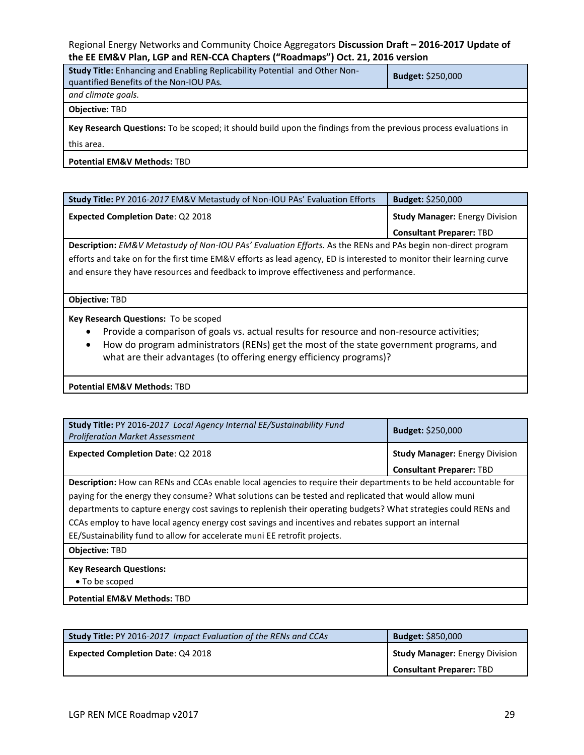| **Study Title:** Enhancing and Enabling Replicability Potential and Other Non-quantified Benefits of the Non-IOU PAs. | **Budget:** $250,000 |
|---|---|
| *and climate goals.* | |
| **Objective:** TBD | |
| **Key Research Questions:** To be scoped; it should build upon the findings from the previous process evaluations in this area. | |
| **Potential EM&V Methods:** TBD | |

| **Study Title:** PY 2016-*2017* EM&V Metastudy of Non-IOU PAs' Evaluation Efforts | **Budget:** $250,000 |
|---|---|
| **Expected Completion Date**: Q2 2018 | **Study Manager:** Energy Division<br>**Consultant Preparer:** TBD |
| **Description:** *EM&V Metastudy of Non-IOU PAs' Evaluation Efforts.* As the RENs and PAs begin non-direct program efforts and take on for the first time EM&V efforts as lead agency, ED is interested to monitor their learning curve and ensure they have resources and feedback to improve effectiveness and performance. | |
| **Objective:** TBD | |
| **Key Research Questions:** To be scoped<br>• Provide a comparison of goals vs. actual results for resource and non-resource activities;<br>• How do program administrators (RENs) get the most of the state government programs, and what are their advantages (to offering energy efficiency programs)? | |
| **Potential EM&V Methods:** TBD | |

| **Study Title:** PY 2016-*2017 Local Agency Internal EE/Sustainability Fund Proliferation Market Assessment* | **Budget:** $250,000 |
|---|---|
| **Expected Completion Date**: Q2 2018 | **Study Manager:** Energy Division<br>**Consultant Preparer:** TBD |
| **Description:** How can RENs and CCAs enable local agencies to require their departments to be held accountable for paying for the energy they consume? What solutions can be tested and replicated that would allow muni departments to capture energy cost savings to replenish their operating budgets? What strategies could RENs and CCAs employ to have local agency energy cost savings and incentives and rebates support an internal EE/Sustainability fund to allow for accelerate muni EE retrofit projects. | |
| **Objective:** TBD | |
| **Key Research Questions:**<br>• To be scoped | |
| **Potential EM&V Methods:** TBD | |

| **Study Title:** PY 2016-*2017 Impact Evaluation of the RENs and CCAs* | **Budget:** $850,000 |
|---|---|
| **Expected Completion Date**: Q4 2018 | **Study Manager:** Energy Division<br>**Consultant Preparer:** TBD |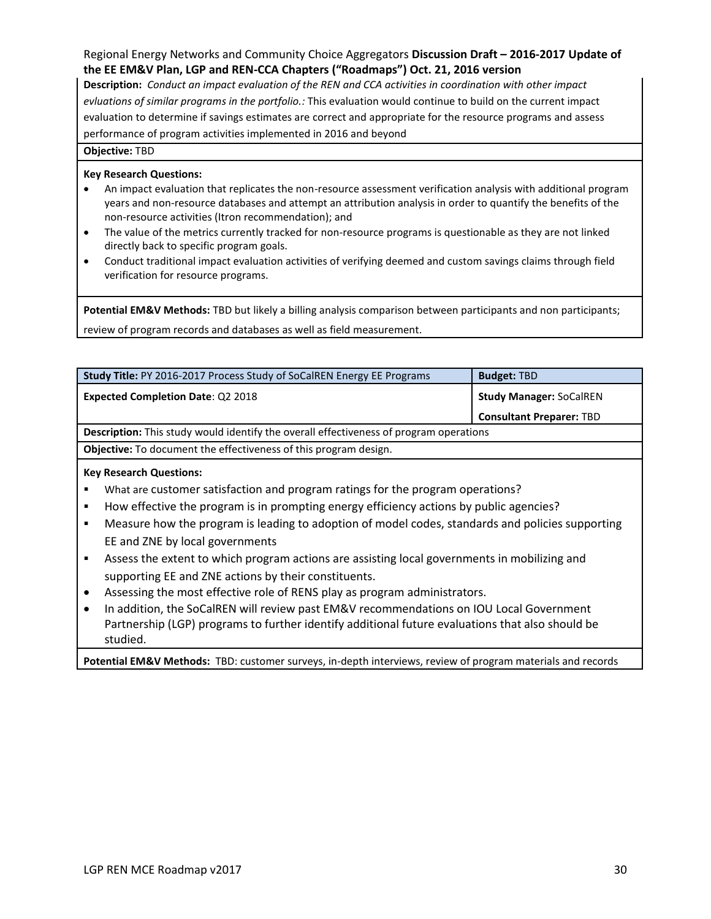**Description:** *Conduct an impact evaluation of the REN and CCA activities in coordination with other impact evluations of similar programs in the portfolio.:* This evaluation would continue to build on the current impact evaluation to determine if savings estimates are correct and appropriate for the resource programs and assess performance of program activities implemented in 2016 and beyond

**Objective:** TBD

**Key Research Questions:**

- An impact evaluation that replicates the non-resource assessment verification analysis with additional program years and non-resource databases and attempt an attribution analysis in order to quantify the benefits of the non-resource activities (Itron recommendation); and
- The value of the metrics currently tracked for non-resource programs is questionable as they are not linked directly back to specific program goals.
- Conduct traditional impact evaluation activities of verifying deemed and custom savings claims through field verification for resource programs.

**Potential EM&V Methods:** TBD but likely a billing analysis comparison between participants and non participants; review of program records and databases as well as field measurement.

| **Study Title:** PY 2016-2017 Process Study of SoCalREN Energy EE Programs | **Budget:** TBD |
|---|---|
| **Expected Completion Date**: Q2 2018 | **Study Manager:** SoCalREN<br>**Consultant Preparer:** TBD |

**Description:** This study would identify the overall effectiveness of program operations

**Objective:** To document the effectiveness of this program design.

**Key Research Questions:**

- What are customer satisfaction and program ratings for the program operations?
- How effective the program is in prompting energy efficiency actions by public agencies?
- Measure how the program is leading to adoption of model codes, standards and policies supporting EE and ZNE by local governments
- Assess the extent to which program actions are assisting local governments in mobilizing and supporting EE and ZNE actions by their constituents.
- Assessing the most effective role of RENS play as program administrators.
- In addition, the SoCalREN will review past EM&V recommendations on IOU Local Government Partnership (LGP) programs to further identify additional future evaluations that also should be studied.

**Potential EM&V Methods:** TBD: customer surveys, in-depth interviews, review of program materials and records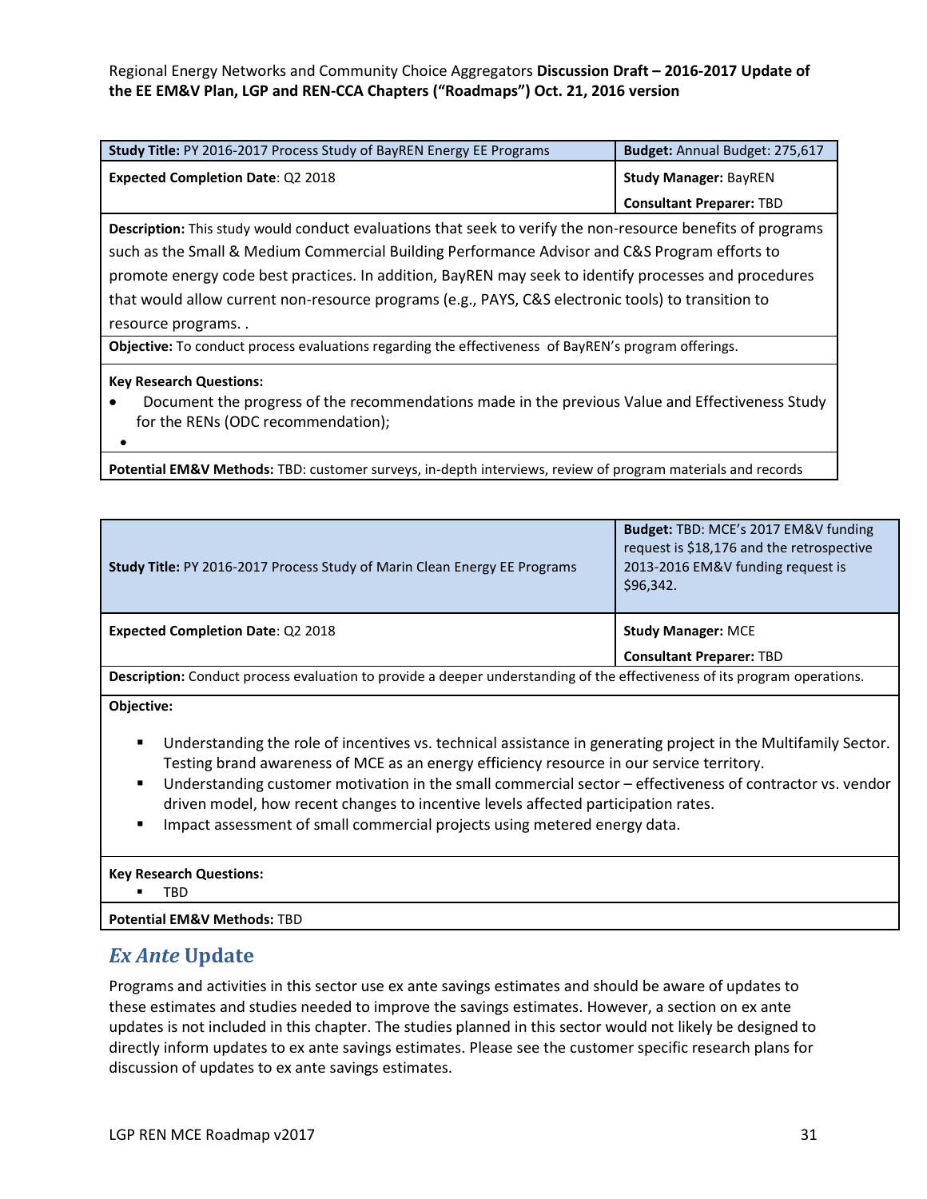| **Study Title:** PY 2016-2017 Process Study of BayREN Energy EE Programs | **Budget:** Annual Budget: 275,617 |
|---|---|
| **Expected Completion Date**: Q2 2018 | **Study Manager:** BayREN<br>**Consultant Preparer:** TBD |
| **Description:** This study would conduct evaluations that seek to verify the non-resource benefits of programs such as the Small & Medium Commercial Building Performance Advisor and C&S Program efforts to promote energy code best practices. In addition, BayREN may seek to identify processes and procedures that would allow current non-resource programs (e.g., PAYS, C&S electronic tools) to transition to resource programs. . | |
| **Objective:** To conduct process evaluations regarding the effectiveness of BayREN's program offerings. | |
| **Key Research Questions:**<br>• Document the progress of the recommendations made in the previous Value and Effectiveness Study for the RENs (ODC recommendation);<br>• | |
| **Potential EM&V Methods:** TBD: customer surveys, in-depth interviews, review of program materials and records | |

| **Study Title:** PY 2016-2017 Process Study of Marin Clean Energy EE Programs | **Budget:** TBD: MCE's 2017 EM&V funding request is $18,176 and the retrospective 2013-2016 EM&V funding request is $96,342. |
|---|---|
| **Expected Completion Date**: Q2 2018 | **Study Manager:** MCE<br>**Consultant Preparer:** TBD |
| **Description:** Conduct process evaluation to provide a deeper understanding of the effectiveness of its program operations. | |
| **Objective:**<br>▪ Understanding the role of incentives vs. technical assistance in generating project in the Multifamily Sector. Testing brand awareness of MCE as an energy efficiency resource in our service territory.<br>▪ Understanding customer motivation in the small commercial sector – effectiveness of contractor vs. vendor driven model, how recent changes to incentive levels affected participation rates.<br>▪ Impact assessment of small commercial projects using metered energy data. | |
| **Key Research Questions:**<br>▪ TBD | |
| **Potential EM&V Methods:** TBD | |

## *Ex Ante* Update

Programs and activities in this sector use ex ante savings estimates and should be aware of updates to these estimates and studies needed to improve the savings estimates. However, a section on ex ante updates is not included in this chapter. The studies planned in this sector would not likely be designed to directly inform updates to ex ante savings estimates. Please see the customer specific research plans for discussion of updates to ex ante savings estimates.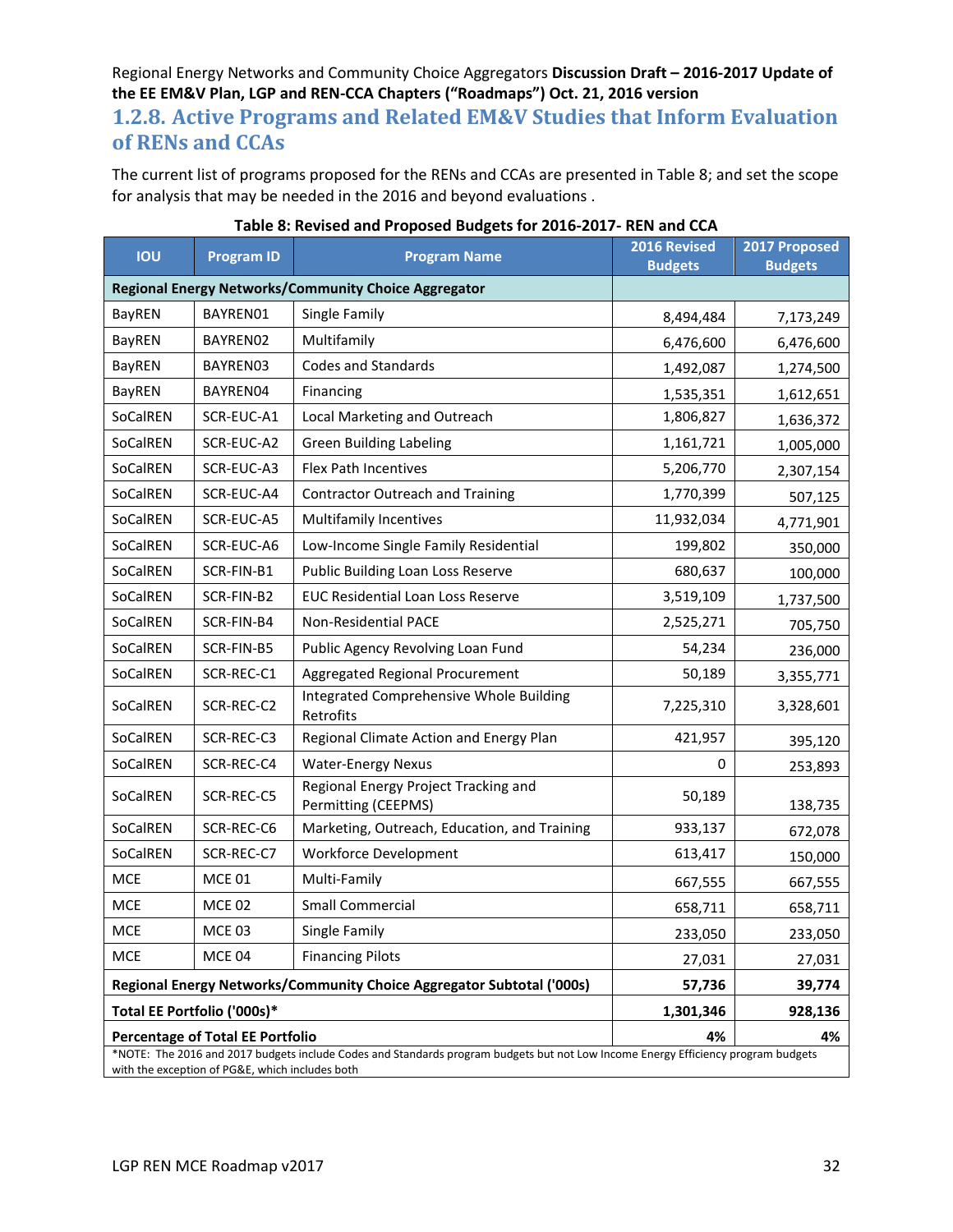## 1.2.8. Active Programs and Related EM&V Studies that Inform Evaluation of RENs and CCAs

The current list of programs proposed for the RENs and CCAs are presented in Table 8; and set the scope for analysis that may be needed in the 2016 and beyond evaluations .

**Table 8: Revised and Proposed Budgets for 2016-2017- REN and CCA**

| IOU | Program ID | Program Name | 2016 Revised Budgets | 2017 Proposed Budgets |
|---|---|---|---|---|
| **Regional Energy Networks/Community Choice Aggregator** | | | | |
| BayREN | BAYREN01 | Single Family | 8,494,484 | 7,173,249 |
| BayREN | BAYREN02 | Multifamily | 6,476,600 | 6,476,600 |
| BayREN | BAYREN03 | Codes and Standards | 1,492,087 | 1,274,500 |
| BayREN | BAYREN04 | Financing | 1,535,351 | 1,612,651 |
| SoCalREN | SCR-EUC-A1 | Local Marketing and Outreach | 1,806,827 | 1,636,372 |
| SoCalREN | SCR-EUC-A2 | Green Building Labeling | 1,161,721 | 1,005,000 |
| SoCalREN | SCR-EUC-A3 | Flex Path Incentives | 5,206,770 | 2,307,154 |
| SoCalREN | SCR-EUC-A4 | Contractor Outreach and Training | 1,770,399 | 507,125 |
| SoCalREN | SCR-EUC-A5 | Multifamily Incentives | 11,932,034 | 4,771,901 |
| SoCalREN | SCR-EUC-A6 | Low-Income Single Family Residential | 199,802 | 350,000 |
| SoCalREN | SCR-FIN-B1 | Public Building Loan Loss Reserve | 680,637 | 100,000 |
| SoCalREN | SCR-FIN-B2 | EUC Residential Loan Loss Reserve | 3,519,109 | 1,737,500 |
| SoCalREN | SCR-FIN-B4 | Non-Residential PACE | 2,525,271 | 705,750 |
| SoCalREN | SCR-FIN-B5 | Public Agency Revolving Loan Fund | 54,234 | 236,000 |
| SoCalREN | SCR-REC-C1 | Aggregated Regional Procurement | 50,189 | 3,355,771 |
| SoCalREN | SCR-REC-C2 | Integrated Comprehensive Whole Building Retrofits | 7,225,310 | 3,328,601 |
| SoCalREN | SCR-REC-C3 | Regional Climate Action and Energy Plan | 421,957 | 395,120 |
| SoCalREN | SCR-REC-C4 | Water-Energy Nexus | 0 | 253,893 |
| SoCalREN | SCR-REC-C5 | Regional Energy Project Tracking and Permitting (CEEPMS) | 50,189 | 138,735 |
| SoCalREN | SCR-REC-C6 | Marketing, Outreach, Education, and Training | 933,137 | 672,078 |
| SoCalREN | SCR-REC-C7 | Workforce Development | 613,417 | 150,000 |
| MCE | MCE 01 | Multi-Family | 667,555 | 667,555 |
| MCE | MCE 02 | Small Commercial | 658,711 | 658,711 |
| MCE | MCE 03 | Single Family | 233,050 | 233,050 |
| MCE | MCE 04 | Financing Pilots | 27,031 | 27,031 |
| **Regional Energy Networks/Community Choice Aggregator Subtotal ('000s)** | | | **57,736** | **39,774** |
| **Total EE Portfolio ('000s)*** | | | **1,301,346** | **928,136** |
| **Percentage of Total EE Portfolio** | | | **4%** | **4%** |

*NOTE: The 2016 and 2017 budgets include Codes and Standards program budgets but not Low Income Energy Efficiency program budgets with the exception of PG&E, which includes both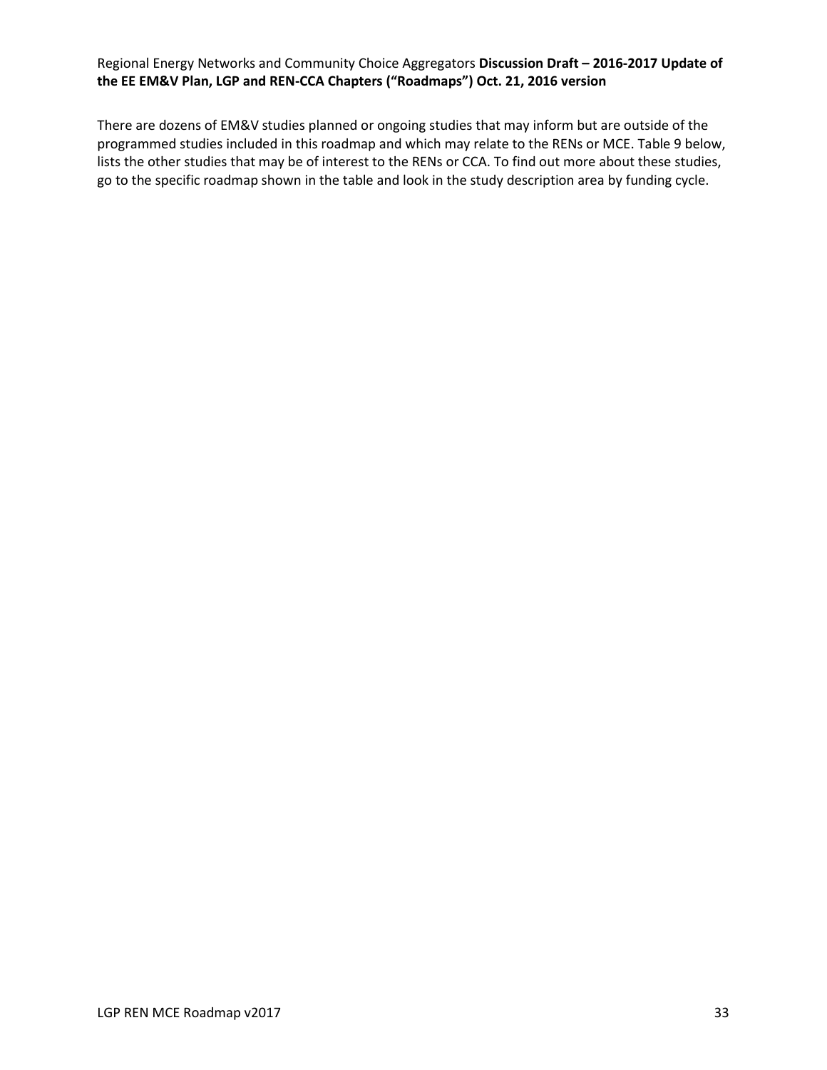There are dozens of EM&V studies planned or ongoing studies that may inform but are outside of the programmed studies included in this roadmap and which may relate to the RENs or MCE. Table 9 below, lists the other studies that may be of interest to the RENs or CCA. To find out more about these studies, go to the specific roadmap shown in the table and look in the study description area by funding cycle.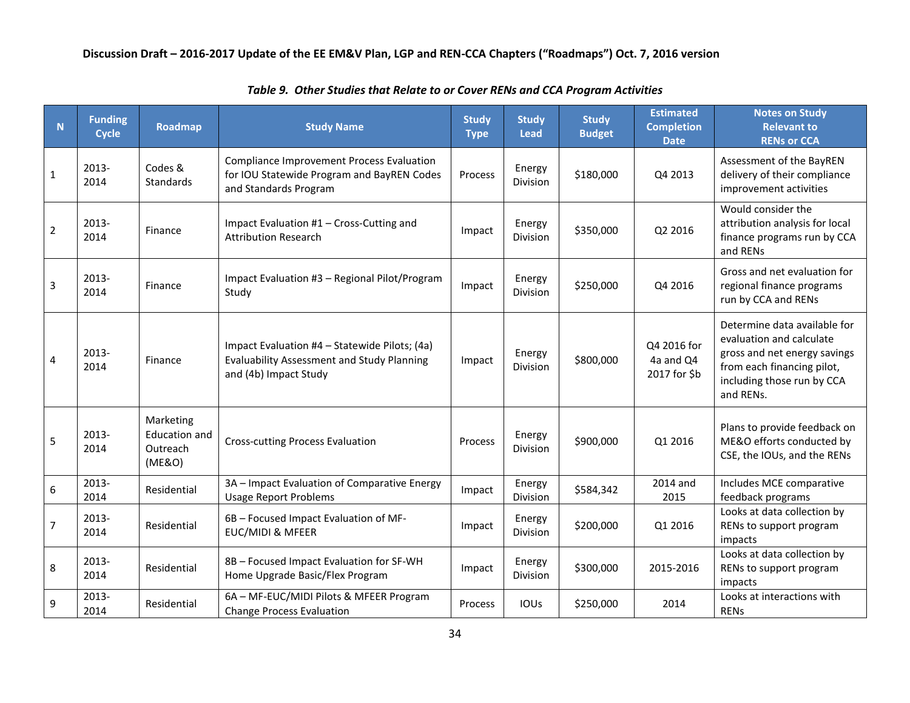*Table 9. Other Studies that Relate to or Cover RENs and CCA Program Activities*

| N | Funding Cycle | Roadmap | Study Name | Study Type | Study Lead | Study Budget | Estimated Completion Date | Notes on Study Relevant to RENs or CCA |
|---|---|---|---|---|---|---|---|---|
| 1 | 2013-2014 | Codes & Standards | Compliance Improvement Process Evaluation for IOU Statewide Program and BayREN Codes and Standards Program | Process | Energy Division | $180,000 | Q4 2013 | Assessment of the BayREN delivery of their compliance improvement activities |
| 2 | 2013-2014 | Finance | Impact Evaluation #1 – Cross-Cutting and Attribution Research | Impact | Energy Division | $350,000 | Q2 2016 | Would consider the attribution analysis for local finance programs run by CCA and RENs |
| 3 | 2013-2014 | Finance | Impact Evaluation #3 – Regional Pilot/Program Study | Impact | Energy Division | $250,000 | Q4 2016 | Gross and net evaluation for regional finance programs run by CCA and RENs |
| 4 | 2013-2014 | Finance | Impact Evaluation #4 – Statewide Pilots; (4a) Evaluability Assessment and Study Planning and (4b) Impact Study | Impact | Energy Division | $800,000 | Q4 2016 for 4a and Q4 2017 for $b | Determine data available for evaluation and calculate gross and net energy savings from each financing pilot, including those run by CCA and RENs. |
| 5 | 2013-2014 | Marketing Education and Outreach (ME&O) | Cross-cutting Process Evaluation | Process | Energy Division | $900,000 | Q1 2016 | Plans to provide feedback on ME&O efforts conducted by CSE, the IOUs, and the RENs |
| 6 | 2013-2014 | Residential | 3A – Impact Evaluation of Comparative Energy Usage Report Problems | Impact | Energy Division | $584,342 | 2014 and 2015 | Includes MCE comparative feedback programs |
| 7 | 2013-2014 | Residential | 6B – Focused Impact Evaluation of MF-EUC/MIDI & MFEER | Impact | Energy Division | $200,000 | Q1 2016 | Looks at data collection by RENs to support program impacts |
| 8 | 2013-2014 | Residential | 8B – Focused Impact Evaluation for SF-WH Home Upgrade Basic/Flex Program | Impact | Energy Division | $300,000 | 2015-2016 | Looks at data collection by RENs to support program impacts |
| 9 | 2013-2014 | Residential | 6A – MF-EUC/MIDI Pilots & MFEER Program Change Process Evaluation | Process | IOUs | $250,000 | 2014 | Looks at interactions with RENs |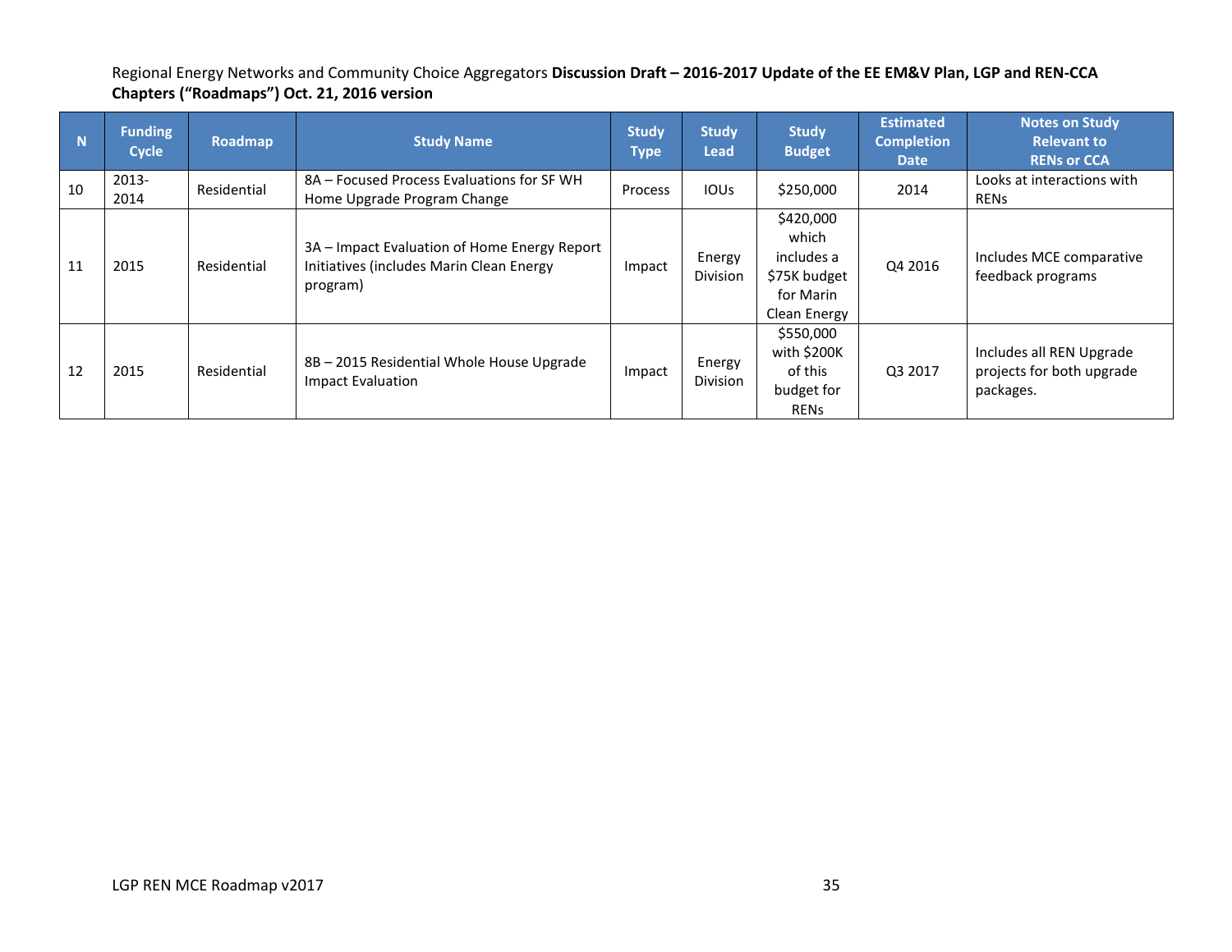Regional Energy Networks and Community Choice Aggregators **Discussion Draft – 2016-2017 Update of the EE EM&V Plan, LGP and REN-CCA Chapters ("Roadmaps") Oct. 21, 2016 version**

| N | Funding Cycle | Roadmap | Study Name | Study Type | Study Lead | Study Budget | Estimated Completion Date | Notes on Study Relevant to RENs or CCA |
|---|---|---|---|---|---|---|---|---|
| 10 | 2013-2014 | Residential | 8A – Focused Process Evaluations for SF WH Home Upgrade Program Change | Process | IOUs | $250,000 | 2014 | Looks at interactions with RENs |
| 11 | 2015 | Residential | 3A – Impact Evaluation of Home Energy Report Initiatives (includes Marin Clean Energy program) | Impact | Energy Division | $420,000 which includes a $75K budget for Marin Clean Energy | Q4 2016 | Includes MCE comparative feedback programs |
| 12 | 2015 | Residential | 8B – 2015 Residential Whole House Upgrade Impact Evaluation | Impact | Energy Division | $550,000 with $200K of this budget for RENs | Q3 2017 | Includes all REN Upgrade projects for both upgrade packages. |